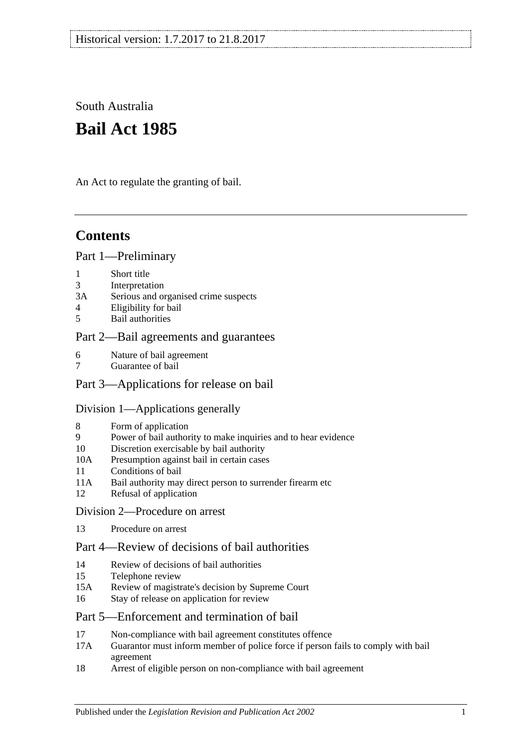Historical version: 1.7.2017 to 21.8.2017

South Australia

# Bail Act 1985

An Act to regulate the granting of bail.

## Contents

### Part 1—Preliminary

1 Short title
3 Interpretation
3A Serious and organised crime suspects
4 Eligibility for bail
5 Bail authorities

### Part 2—Bail agreements and guarantees

6 Nature of bail agreement
7 Guarantee of bail

### Part 3—Applications for release on bail

#### Division 1—Applications generally

8 Form of application
9 Power of bail authority to make inquiries and to hear evidence
10 Discretion exercisable by bail authority
10A Presumption against bail in certain cases
11 Conditions of bail
11A Bail authority may direct person to surrender firearm etc
12 Refusal of application

#### Division 2—Procedure on arrest

13 Procedure on arrest

### Part 4—Review of decisions of bail authorities

14 Review of decisions of bail authorities
15 Telephone review
15A Review of magistrate's decision by Supreme Court
16 Stay of release on application for review

### Part 5—Enforcement and termination of bail

17 Non-compliance with bail agreement constitutes offence
17A Guarantor must inform member of police force if person fails to comply with bail agreement
18 Arrest of eligible person on non-compliance with bail agreement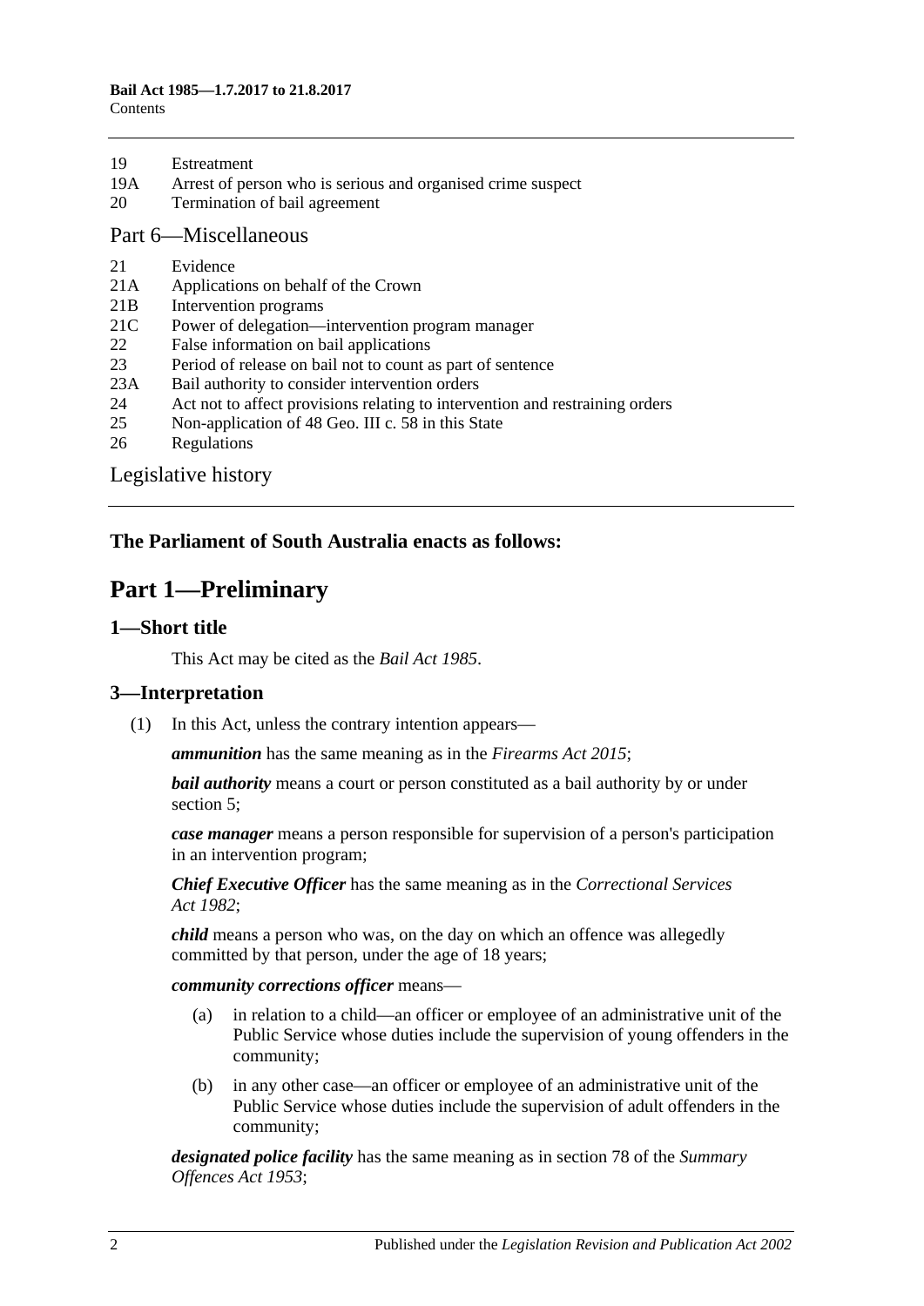19 Estreatment
19A Arrest of person who is serious and organised crime suspect
20 Termination of bail agreement

Part 6—Miscellaneous

21 Evidence
21A Applications on behalf of the Crown
21B Intervention programs
21C Power of delegation—intervention program manager
22 False information on bail applications
23 Period of release on bail not to count as part of sentence
23A Bail authority to consider intervention orders
24 Act not to affect provisions relating to intervention and restraining orders
25 Non-application of 48 Geo. III c. 58 in this State
26 Regulations

Legislative history

**The Parliament of South Australia enacts as follows:**

# Part 1—Preliminary

## 1—Short title

This Act may be cited as the *Bail Act 1985*.

## 3—Interpretation

(1) In this Act, unless the contrary intention appears—

***ammunition*** has the same meaning as in the *Firearms Act 2015*;

***bail authority*** means a court or person constituted as a bail authority by or under section 5;

***case manager*** means a person responsible for supervision of a person's participation in an intervention program;

***Chief Executive Officer*** has the same meaning as in the *Correctional Services Act 1982*;

***child*** means a person who was, on the day on which an offence was allegedly committed by that person, under the age of 18 years;

***community corrections officer*** means—

(a) in relation to a child—an officer or employee of an administrative unit of the Public Service whose duties include the supervision of young offenders in the community;

(b) in any other case—an officer or employee of an administrative unit of the Public Service whose duties include the supervision of adult offenders in the community;

***designated police facility*** has the same meaning as in section 78 of the *Summary Offences Act 1953*;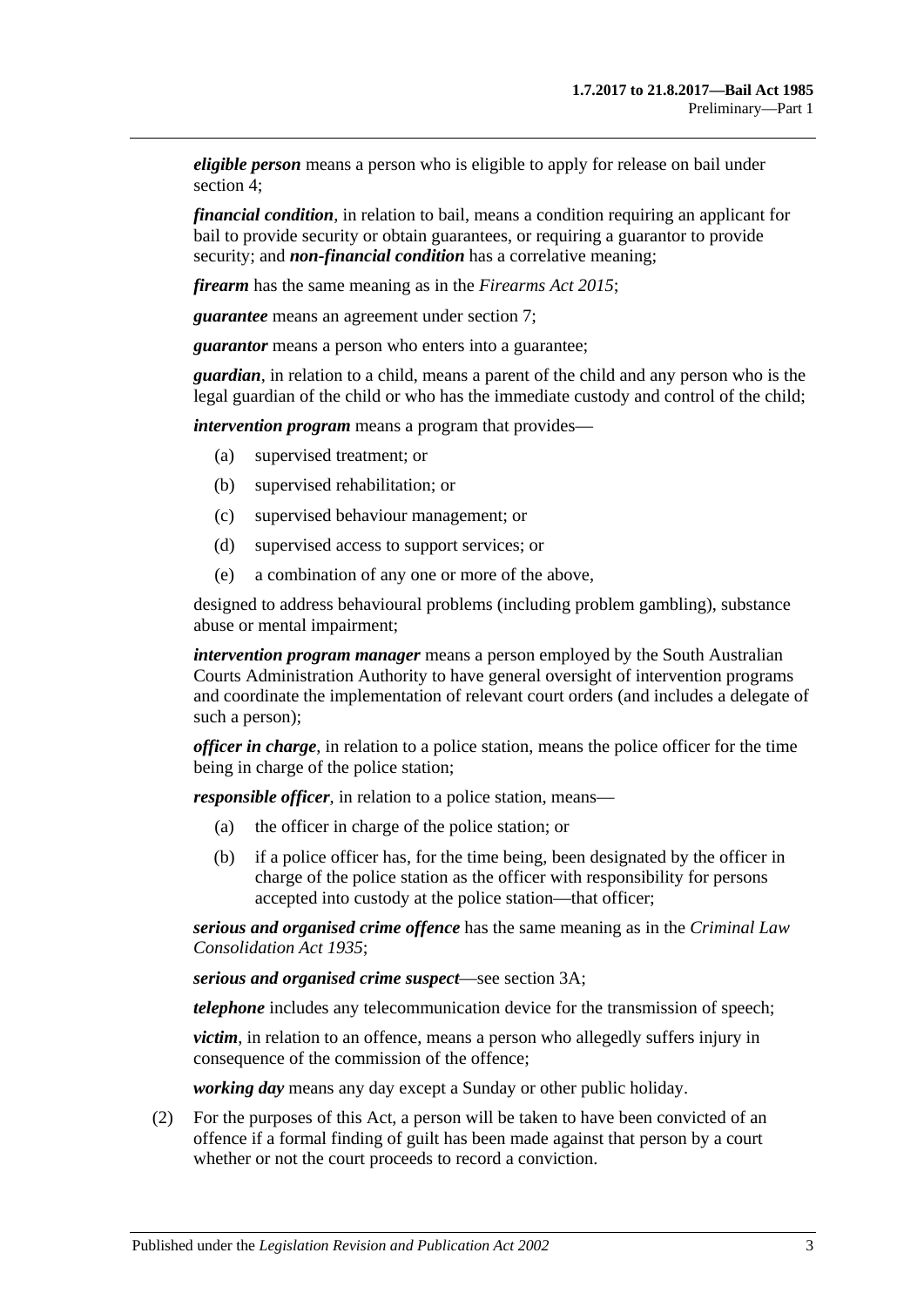***eligible person*** means a person who is eligible to apply for release on bail under section 4;

***financial condition***, in relation to bail, means a condition requiring an applicant for bail to provide security or obtain guarantees, or requiring a guarantor to provide security; and ***non-financial condition*** has a correlative meaning;

***firearm*** has the same meaning as in the *Firearms Act 2015*;

***guarantee*** means an agreement under section 7;

***guarantor*** means a person who enters into a guarantee;

***guardian***, in relation to a child, means a parent of the child and any person who is the legal guardian of the child or who has the immediate custody and control of the child;

***intervention program*** means a program that provides—

(a) supervised treatment; or

(b) supervised rehabilitation; or

(c) supervised behaviour management; or

(d) supervised access to support services; or

(e) a combination of any one or more of the above,

designed to address behavioural problems (including problem gambling), substance abuse or mental impairment;

***intervention program manager*** means a person employed by the South Australian Courts Administration Authority to have general oversight of intervention programs and coordinate the implementation of relevant court orders (and includes a delegate of such a person);

***officer in charge***, in relation to a police station, means the police officer for the time being in charge of the police station;

***responsible officer***, in relation to a police station, means—

(a) the officer in charge of the police station; or

(b) if a police officer has, for the time being, been designated by the officer in charge of the police station as the officer with responsibility for persons accepted into custody at the police station—that officer;

***serious and organised crime offence*** has the same meaning as in the *Criminal Law Consolidation Act 1935*;

***serious and organised crime suspect***—see section 3A;

***telephone*** includes any telecommunication device for the transmission of speech;

***victim***, in relation to an offence, means a person who allegedly suffers injury in consequence of the commission of the offence;

***working day*** means any day except a Sunday or other public holiday.

(2) For the purposes of this Act, a person will be taken to have been convicted of an offence if a formal finding of guilt has been made against that person by a court whether or not the court proceeds to record a conviction.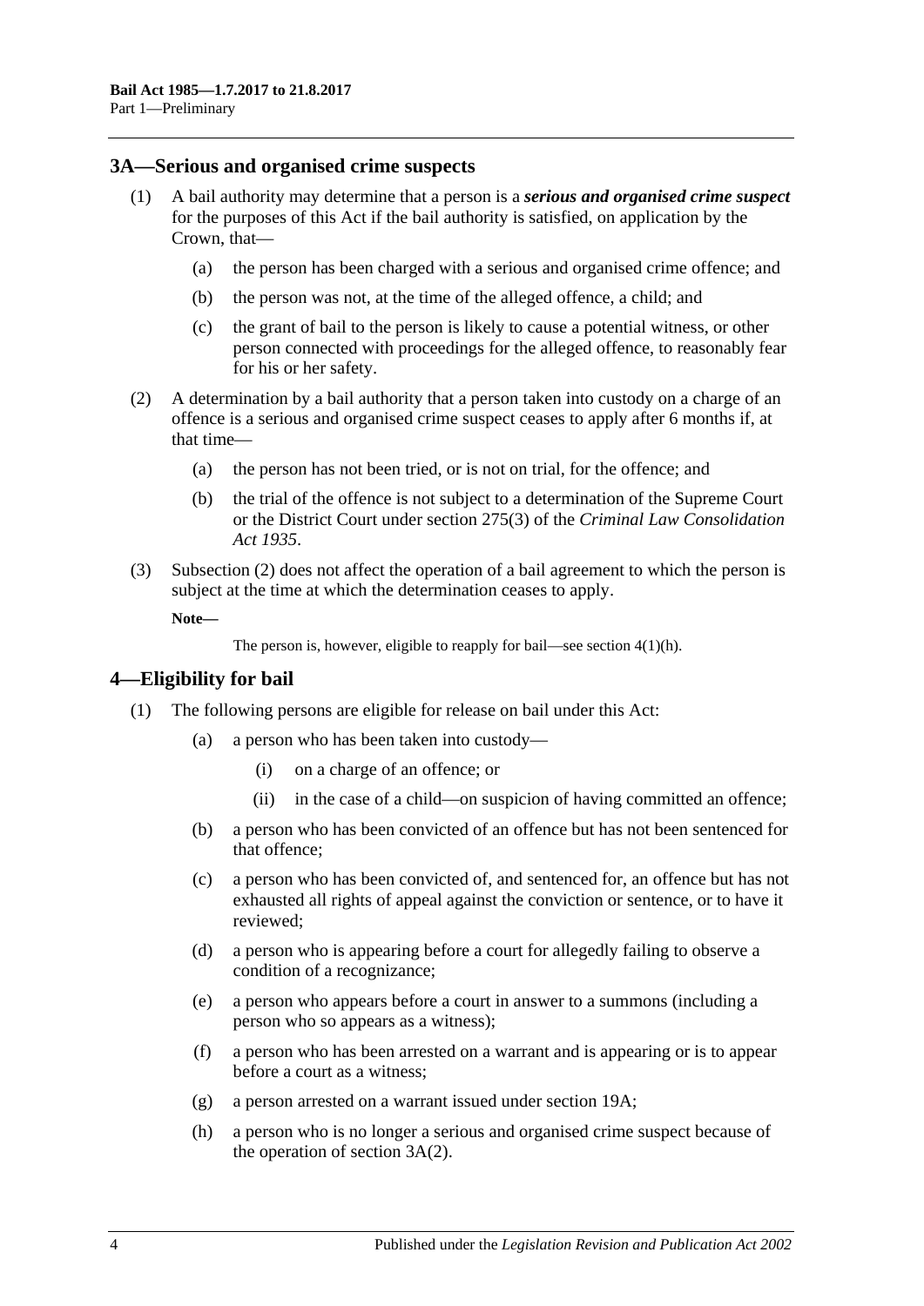## 3A—Serious and organised crime suspects

(1) A bail authority may determine that a person is a ***serious and organised crime suspect*** for the purposes of this Act if the bail authority is satisfied, on application by the Crown, that—

   (a) the person has been charged with a serious and organised crime offence; and

   (b) the person was not, at the time of the alleged offence, a child; and

   (c) the grant of bail to the person is likely to cause a potential witness, or other person connected with proceedings for the alleged offence, to reasonably fear for his or her safety.

(2) A determination by a bail authority that a person taken into custody on a charge of an offence is a serious and organised crime suspect ceases to apply after 6 months if, at that time—

   (a) the person has not been tried, or is not on trial, for the offence; and

   (b) the trial of the offence is not subject to a determination of the Supreme Court or the District Court under section 275(3) of the *Criminal Law Consolidation Act 1935*.

(3) Subsection (2) does not affect the operation of a bail agreement to which the person is subject at the time at which the determination ceases to apply.

**Note—**

The person is, however, eligible to reapply for bail—see section 4(1)(h).

## 4—Eligibility for bail

(1) The following persons are eligible for release on bail under this Act:

   (a) a person who has been taken into custody—

      (i) on a charge of an offence; or

      (ii) in the case of a child—on suspicion of having committed an offence;

   (b) a person who has been convicted of an offence but has not been sentenced for that offence;

   (c) a person who has been convicted of, and sentenced for, an offence but has not exhausted all rights of appeal against the conviction or sentence, or to have it reviewed;

   (d) a person who is appearing before a court for allegedly failing to observe a condition of a recognizance;

   (e) a person who appears before a court in answer to a summons (including a person who so appears as a witness);

   (f) a person who has been arrested on a warrant and is appearing or is to appear before a court as a witness;

   (g) a person arrested on a warrant issued under section 19A;

   (h) a person who is no longer a serious and organised crime suspect because of the operation of section 3A(2).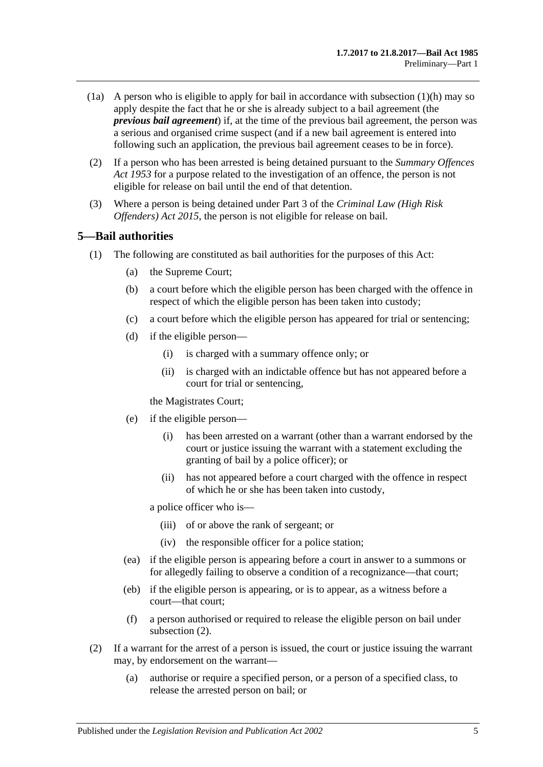(1a) A person who is eligible to apply for bail in accordance with subsection (1)(h) may so apply despite the fact that he or she is already subject to a bail agreement (the ***previous bail agreement***) if, at the time of the previous bail agreement, the person was a serious and organised crime suspect (and if a new bail agreement is entered into following such an application, the previous bail agreement ceases to be in force).

(2) If a person who has been arrested is being detained pursuant to the *Summary Offences Act 1953* for a purpose related to the investigation of an offence, the person is not eligible for release on bail until the end of that detention.

(3) Where a person is being detained under Part 3 of the *Criminal Law (High Risk Offenders) Act 2015*, the person is not eligible for release on bail.

## 5—Bail authorities

(1) The following are constituted as bail authorities for the purposes of this Act:

- (a) the Supreme Court;
- (b) a court before which the eligible person has been charged with the offence in respect of which the eligible person has been taken into custody;
- (c) a court before which the eligible person has appeared for trial or sentencing;
- (d) if the eligible person—
  - (i) is charged with a summary offence only; or
  - (ii) is charged with an indictable offence but has not appeared before a court for trial or sentencing,

  the Magistrates Court;
- (e) if the eligible person—
  - (i) has been arrested on a warrant (other than a warrant endorsed by the court or justice issuing the warrant with a statement excluding the granting of bail by a police officer); or
  - (ii) has not appeared before a court charged with the offence in respect of which he or she has been taken into custody,

  a police officer who is—
  - (iii) of or above the rank of sergeant; or
  - (iv) the responsible officer for a police station;
- (ea) if the eligible person is appearing before a court in answer to a summons or for allegedly failing to observe a condition of a recognizance—that court;
- (eb) if the eligible person is appearing, or is to appear, as a witness before a court—that court;
- (f) a person authorised or required to release the eligible person on bail under subsection (2).

(2) If a warrant for the arrest of a person is issued, the court or justice issuing the warrant may, by endorsement on the warrant—

- (a) authorise or require a specified person, or a person of a specified class, to release the arrested person on bail; or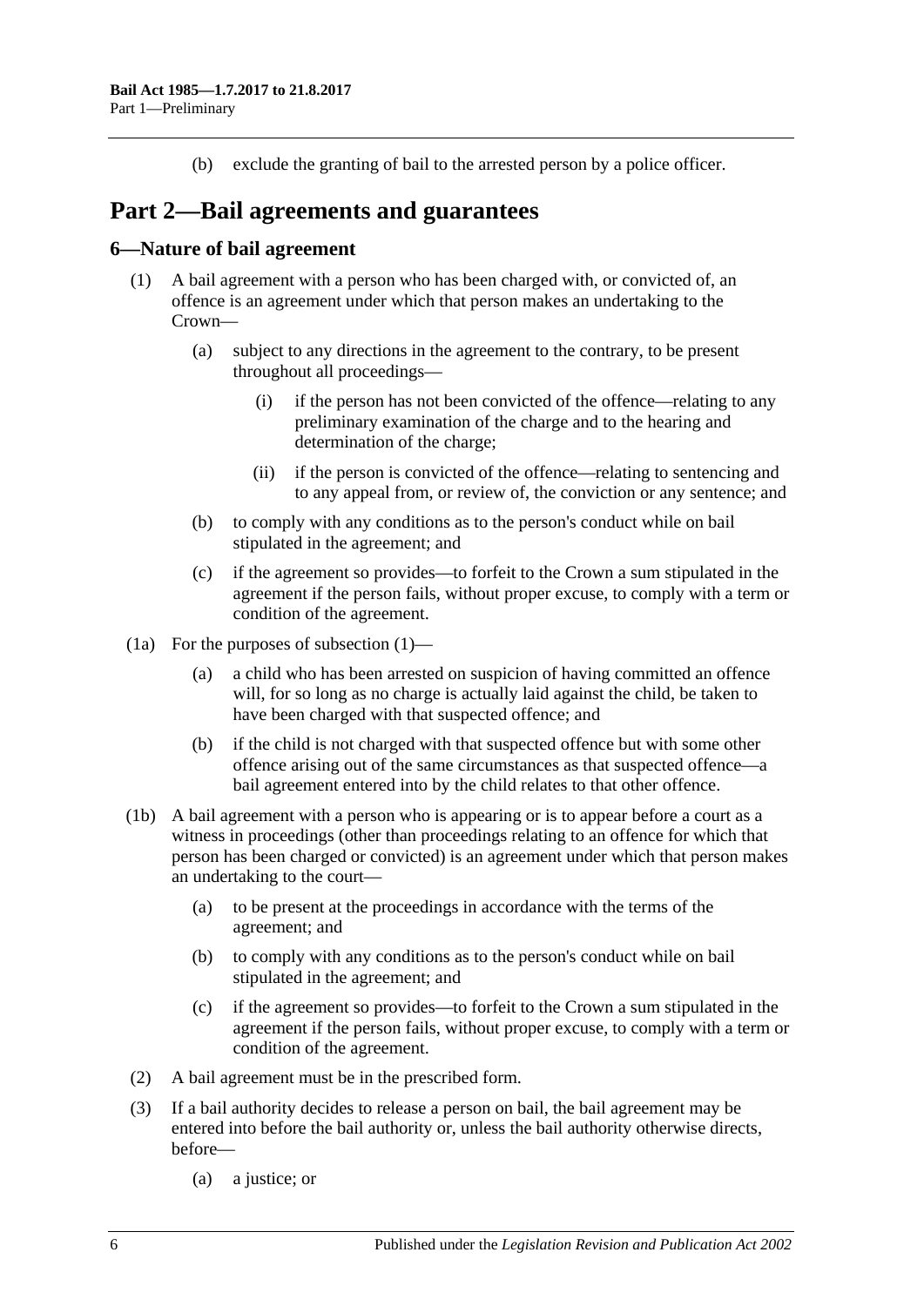(b) exclude the granting of bail to the arrested person by a police officer.

# Part 2—Bail agreements and guarantees

## 6—Nature of bail agreement

(1) A bail agreement with a person who has been charged with, or convicted of, an offence is an agreement under which that person makes an undertaking to the Crown—

(a) subject to any directions in the agreement to the contrary, to be present throughout all proceedings—

(i) if the person has not been convicted of the offence—relating to any preliminary examination of the charge and to the hearing and determination of the charge;

(ii) if the person is convicted of the offence—relating to sentencing and to any appeal from, or review of, the conviction or any sentence; and

(b) to comply with any conditions as to the person's conduct while on bail stipulated in the agreement; and

(c) if the agreement so provides—to forfeit to the Crown a sum stipulated in the agreement if the person fails, without proper excuse, to comply with a term or condition of the agreement.

(1a) For the purposes of subsection (1)—

(a) a child who has been arrested on suspicion of having committed an offence will, for so long as no charge is actually laid against the child, be taken to have been charged with that suspected offence; and

(b) if the child is not charged with that suspected offence but with some other offence arising out of the same circumstances as that suspected offence—a bail agreement entered into by the child relates to that other offence.

(1b) A bail agreement with a person who is appearing or is to appear before a court as a witness in proceedings (other than proceedings relating to an offence for which that person has been charged or convicted) is an agreement under which that person makes an undertaking to the court—

(a) to be present at the proceedings in accordance with the terms of the agreement; and

(b) to comply with any conditions as to the person's conduct while on bail stipulated in the agreement; and

(c) if the agreement so provides—to forfeit to the Crown a sum stipulated in the agreement if the person fails, without proper excuse, to comply with a term or condition of the agreement.

(2) A bail agreement must be in the prescribed form.

(3) If a bail authority decides to release a person on bail, the bail agreement may be entered into before the bail authority or, unless the bail authority otherwise directs, before—

(a) a justice; or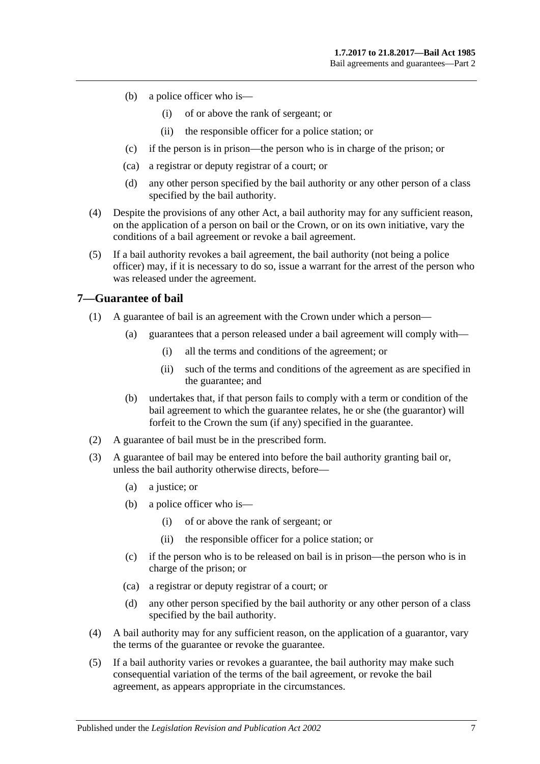(b) a police officer who is—

  (i) of or above the rank of sergeant; or

  (ii) the responsible officer for a police station; or

(c) if the person is in prison—the person who is in charge of the prison; or

(ca) a registrar or deputy registrar of a court; or

(d) any other person specified by the bail authority or any other person of a class specified by the bail authority.

(4) Despite the provisions of any other Act, a bail authority may for any sufficient reason, on the application of a person on bail or the Crown, or on its own initiative, vary the conditions of a bail agreement or revoke a bail agreement.

(5) If a bail authority revokes a bail agreement, the bail authority (not being a police officer) may, if it is necessary to do so, issue a warrant for the arrest of the person who was released under the agreement.

## 7—Guarantee of bail

(1) A guarantee of bail is an agreement with the Crown under which a person—

(a) guarantees that a person released under a bail agreement will comply with—

  (i) all the terms and conditions of the agreement; or

  (ii) such of the terms and conditions of the agreement as are specified in the guarantee; and

(b) undertakes that, if that person fails to comply with a term or condition of the bail agreement to which the guarantee relates, he or she (the guarantor) will forfeit to the Crown the sum (if any) specified in the guarantee.

(2) A guarantee of bail must be in the prescribed form.

(3) A guarantee of bail may be entered into before the bail authority granting bail or, unless the bail authority otherwise directs, before—

(a) a justice; or

(b) a police officer who is—

  (i) of or above the rank of sergeant; or

  (ii) the responsible officer for a police station; or

(c) if the person who is to be released on bail is in prison—the person who is in charge of the prison; or

(ca) a registrar or deputy registrar of a court; or

(d) any other person specified by the bail authority or any other person of a class specified by the bail authority.

(4) A bail authority may for any sufficient reason, on the application of a guarantor, vary the terms of the guarantee or revoke the guarantee.

(5) If a bail authority varies or revokes a guarantee, the bail authority may make such consequential variation of the terms of the bail agreement, or revoke the bail agreement, as appears appropriate in the circumstances.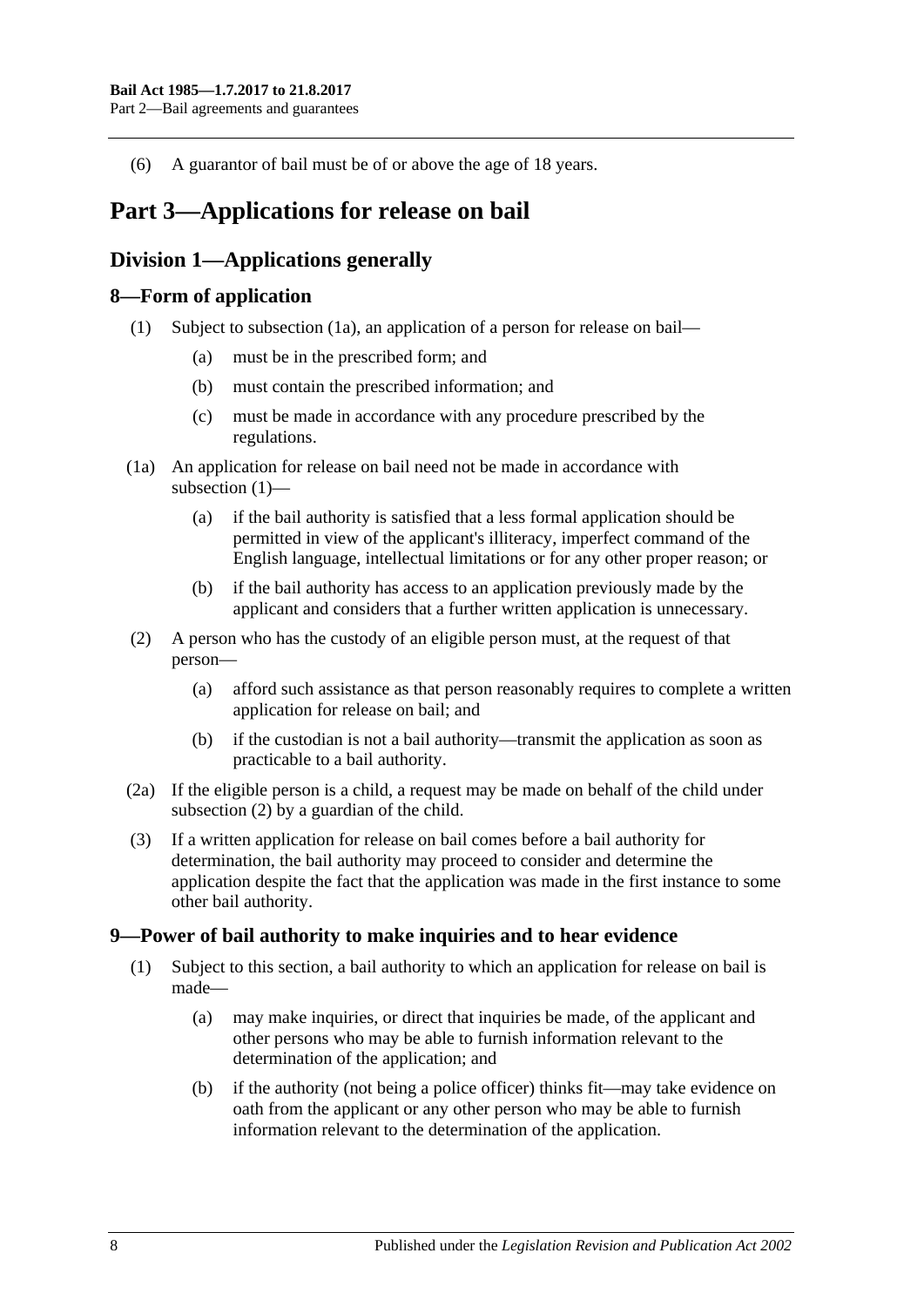(6) A guarantor of bail must be of or above the age of 18 years.

# Part 3—Applications for release on bail

## Division 1—Applications generally

### 8—Form of application

(1) Subject to subsection (1a), an application of a person for release on bail—

(a) must be in the prescribed form; and

(b) must contain the prescribed information; and

(c) must be made in accordance with any procedure prescribed by the regulations.

(1a) An application for release on bail need not be made in accordance with subsection (1)—

(a) if the bail authority is satisfied that a less formal application should be permitted in view of the applicant's illiteracy, imperfect command of the English language, intellectual limitations or for any other proper reason; or

(b) if the bail authority has access to an application previously made by the applicant and considers that a further written application is unnecessary.

(2) A person who has the custody of an eligible person must, at the request of that person—

(a) afford such assistance as that person reasonably requires to complete a written application for release on bail; and

(b) if the custodian is not a bail authority—transmit the application as soon as practicable to a bail authority.

(2a) If the eligible person is a child, a request may be made on behalf of the child under subsection (2) by a guardian of the child.

(3) If a written application for release on bail comes before a bail authority for determination, the bail authority may proceed to consider and determine the application despite the fact that the application was made in the first instance to some other bail authority.

### 9—Power of bail authority to make inquiries and to hear evidence

(1) Subject to this section, a bail authority to which an application for release on bail is made—

(a) may make inquiries, or direct that inquiries be made, of the applicant and other persons who may be able to furnish information relevant to the determination of the application; and

(b) if the authority (not being a police officer) thinks fit—may take evidence on oath from the applicant or any other person who may be able to furnish information relevant to the determination of the application.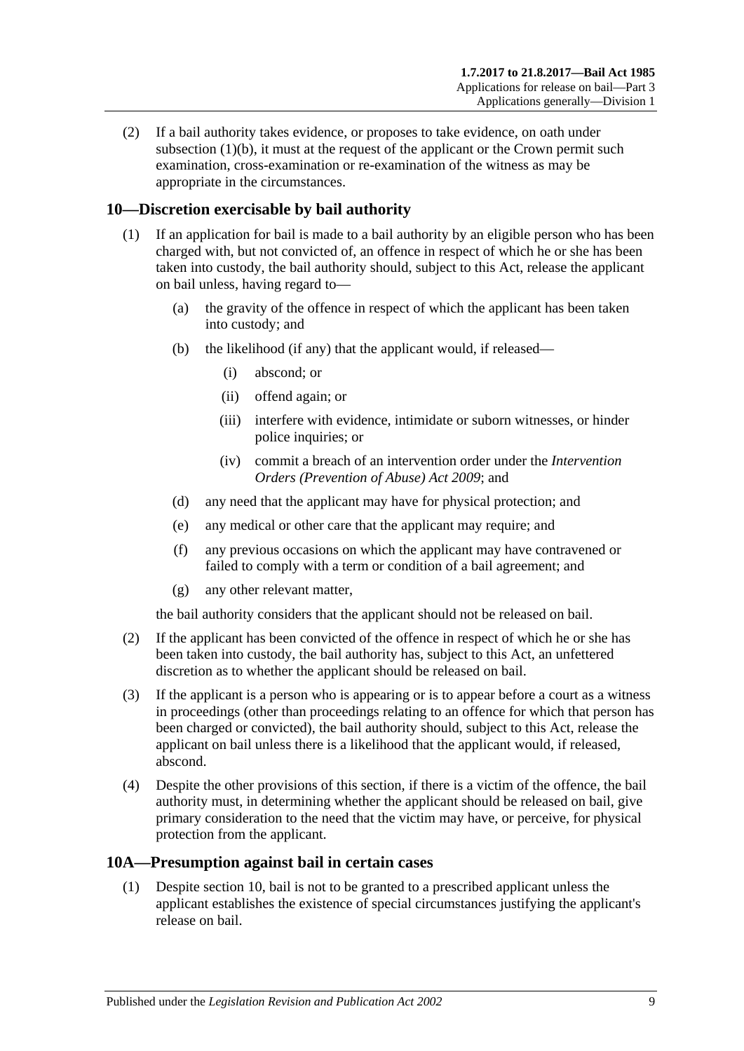(2) If a bail authority takes evidence, or proposes to take evidence, on oath under subsection (1)(b), it must at the request of the applicant or the Crown permit such examination, cross-examination or re-examination of the witness as may be appropriate in the circumstances.

## 10—Discretion exercisable by bail authority

(1) If an application for bail is made to a bail authority by an eligible person who has been charged with, but not convicted of, an offence in respect of which he or she has been taken into custody, the bail authority should, subject to this Act, release the applicant on bail unless, having regard to—

(a) the gravity of the offence in respect of which the applicant has been taken into custody; and

(b) the likelihood (if any) that the applicant would, if released—

(i) abscond; or

(ii) offend again; or

(iii) interfere with evidence, intimidate or suborn witnesses, or hinder police inquiries; or

(iv) commit a breach of an intervention order under the *Intervention Orders (Prevention of Abuse) Act 2009*; and

(d) any need that the applicant may have for physical protection; and

(e) any medical or other care that the applicant may require; and

(f) any previous occasions on which the applicant may have contravened or failed to comply with a term or condition of a bail agreement; and

(g) any other relevant matter,

the bail authority considers that the applicant should not be released on bail.

(2) If the applicant has been convicted of the offence in respect of which he or she has been taken into custody, the bail authority has, subject to this Act, an unfettered discretion as to whether the applicant should be released on bail.

(3) If the applicant is a person who is appearing or is to appear before a court as a witness in proceedings (other than proceedings relating to an offence for which that person has been charged or convicted), the bail authority should, subject to this Act, release the applicant on bail unless there is a likelihood that the applicant would, if released, abscond.

(4) Despite the other provisions of this section, if there is a victim of the offence, the bail authority must, in determining whether the applicant should be released on bail, give primary consideration to the need that the victim may have, or perceive, for physical protection from the applicant.

## 10A—Presumption against bail in certain cases

(1) Despite section 10, bail is not to be granted to a prescribed applicant unless the applicant establishes the existence of special circumstances justifying the applicant's release on bail.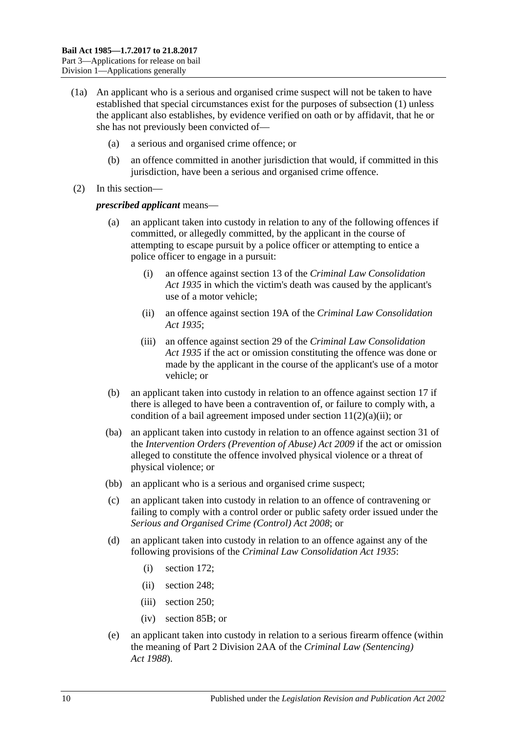(1a) An applicant who is a serious and organised crime suspect will not be taken to have established that special circumstances exist for the purposes of subsection (1) unless the applicant also establishes, by evidence verified on oath or by affidavit, that he or she has not previously been convicted of—

(a) a serious and organised crime offence; or

(b) an offence committed in another jurisdiction that would, if committed in this jurisdiction, have been a serious and organised crime offence.

(2) In this section—

***prescribed applicant*** means—

(a) an applicant taken into custody in relation to any of the following offences if committed, or allegedly committed, by the applicant in the course of attempting to escape pursuit by a police officer or attempting to entice a police officer to engage in a pursuit:

(i) an offence against section 13 of the *Criminal Law Consolidation Act 1935* in which the victim's death was caused by the applicant's use of a motor vehicle;

(ii) an offence against section 19A of the *Criminal Law Consolidation Act 1935*;

(iii) an offence against section 29 of the *Criminal Law Consolidation Act 1935* if the act or omission constituting the offence was done or made by the applicant in the course of the applicant's use of a motor vehicle; or

(b) an applicant taken into custody in relation to an offence against section 17 if there is alleged to have been a contravention of, or failure to comply with, a condition of a bail agreement imposed under section 11(2)(a)(ii); or

(ba) an applicant taken into custody in relation to an offence against section 31 of the *Intervention Orders (Prevention of Abuse) Act 2009* if the act or omission alleged to constitute the offence involved physical violence or a threat of physical violence; or

(bb) an applicant who is a serious and organised crime suspect;

(c) an applicant taken into custody in relation to an offence of contravening or failing to comply with a control order or public safety order issued under the *Serious and Organised Crime (Control) Act 2008*; or

(d) an applicant taken into custody in relation to an offence against any of the following provisions of the *Criminal Law Consolidation Act 1935*:

(i) section 172;

(ii) section 248;

(iii) section 250;

(iv) section 85B; or

(e) an applicant taken into custody in relation to a serious firearm offence (within the meaning of Part 2 Division 2AA of the *Criminal Law (Sentencing) Act 1988*).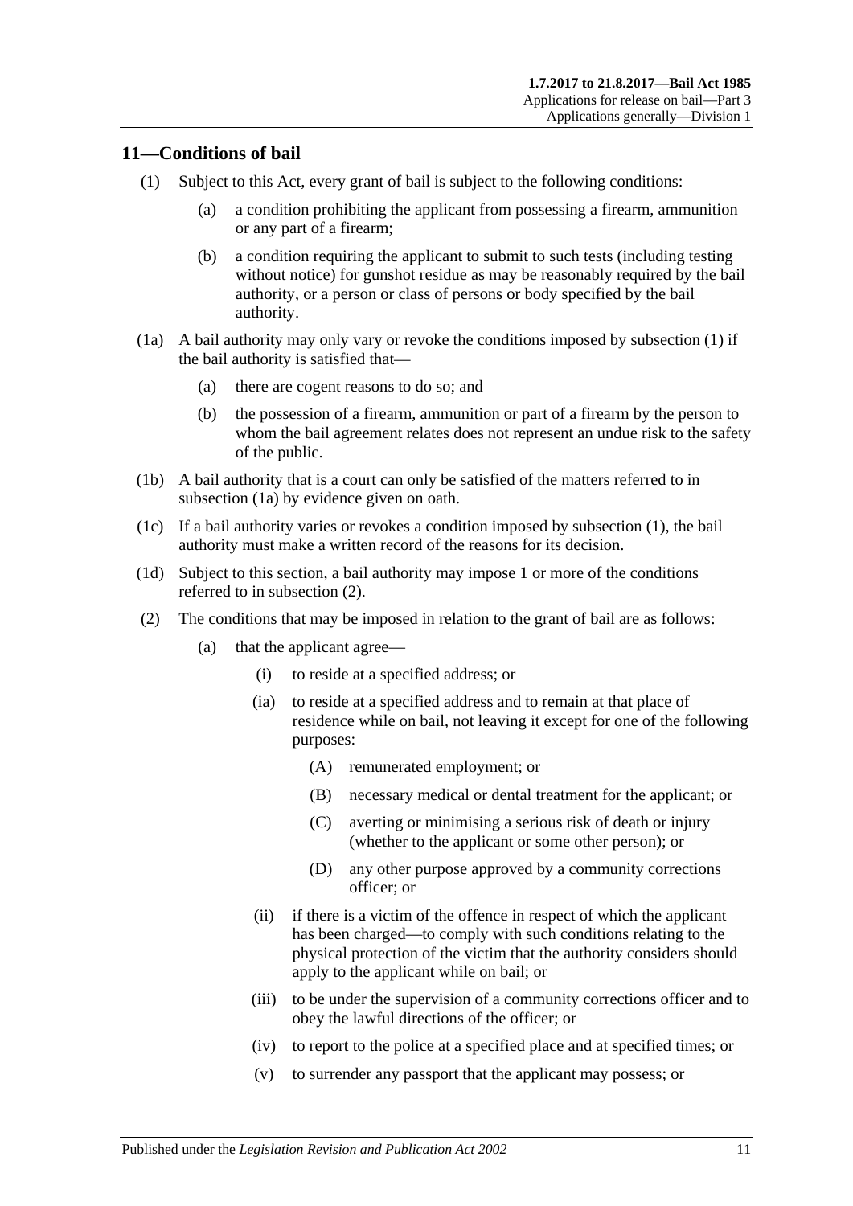## 11—Conditions of bail

(1) Subject to this Act, every grant of bail is subject to the following conditions:

(a) a condition prohibiting the applicant from possessing a firearm, ammunition or any part of a firearm;

(b) a condition requiring the applicant to submit to such tests (including testing without notice) for gunshot residue as may be reasonably required by the bail authority, or a person or class of persons or body specified by the bail authority.

(1a) A bail authority may only vary or revoke the conditions imposed by subsection (1) if the bail authority is satisfied that—

(a) there are cogent reasons to do so; and

(b) the possession of a firearm, ammunition or part of a firearm by the person to whom the bail agreement relates does not represent an undue risk to the safety of the public.

(1b) A bail authority that is a court can only be satisfied of the matters referred to in subsection (1a) by evidence given on oath.

(1c) If a bail authority varies or revokes a condition imposed by subsection (1), the bail authority must make a written record of the reasons for its decision.

(1d) Subject to this section, a bail authority may impose 1 or more of the conditions referred to in subsection (2).

(2) The conditions that may be imposed in relation to the grant of bail are as follows:

(a) that the applicant agree—

(i) to reside at a specified address; or

(ia) to reside at a specified address and to remain at that place of residence while on bail, not leaving it except for one of the following purposes:

(A) remunerated employment; or

(B) necessary medical or dental treatment for the applicant; or

(C) averting or minimising a serious risk of death or injury (whether to the applicant or some other person); or

(D) any other purpose approved by a community corrections officer; or

(ii) if there is a victim of the offence in respect of which the applicant has been charged—to comply with such conditions relating to the physical protection of the victim that the authority considers should apply to the applicant while on bail; or

(iii) to be under the supervision of a community corrections officer and to obey the lawful directions of the officer; or

(iv) to report to the police at a specified place and at specified times; or

(v) to surrender any passport that the applicant may possess; or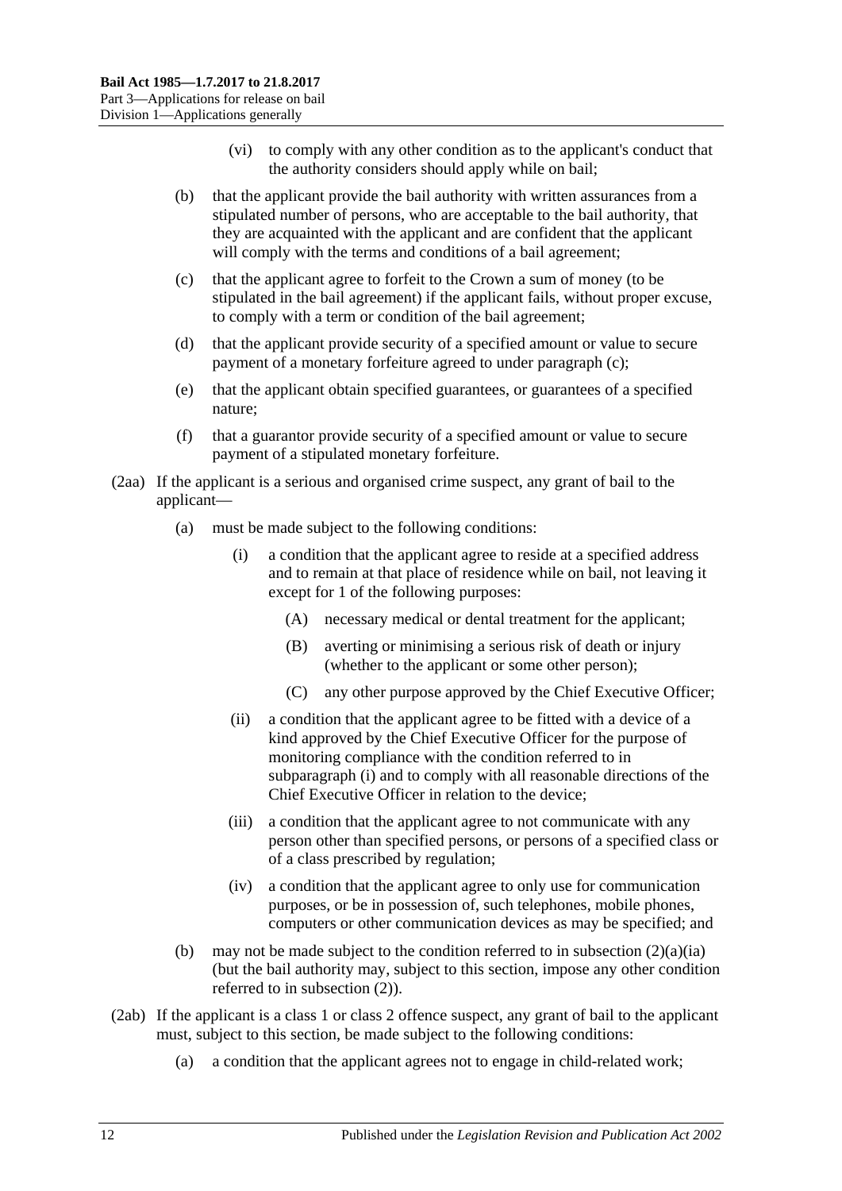(vi) to comply with any other condition as to the applicant's conduct that the authority considers should apply while on bail;

(b) that the applicant provide the bail authority with written assurances from a stipulated number of persons, who are acceptable to the bail authority, that they are acquainted with the applicant and are confident that the applicant will comply with the terms and conditions of a bail agreement;

(c) that the applicant agree to forfeit to the Crown a sum of money (to be stipulated in the bail agreement) if the applicant fails, without proper excuse, to comply with a term or condition of the bail agreement;

(d) that the applicant provide security of a specified amount or value to secure payment of a monetary forfeiture agreed to under paragraph (c);

(e) that the applicant obtain specified guarantees, or guarantees of a specified nature;

(f) that a guarantor provide security of a specified amount or value to secure payment of a stipulated monetary forfeiture.

(2aa) If the applicant is a serious and organised crime suspect, any grant of bail to the applicant—

(a) must be made subject to the following conditions:

(i) a condition that the applicant agree to reside at a specified address and to remain at that place of residence while on bail, not leaving it except for 1 of the following purposes:

(A) necessary medical or dental treatment for the applicant;

(B) averting or minimising a serious risk of death or injury (whether to the applicant or some other person);

(C) any other purpose approved by the Chief Executive Officer;

(ii) a condition that the applicant agree to be fitted with a device of a kind approved by the Chief Executive Officer for the purpose of monitoring compliance with the condition referred to in subparagraph (i) and to comply with all reasonable directions of the Chief Executive Officer in relation to the device;

(iii) a condition that the applicant agree to not communicate with any person other than specified persons, or persons of a specified class or of a class prescribed by regulation;

(iv) a condition that the applicant agree to only use for communication purposes, or be in possession of, such telephones, mobile phones, computers or other communication devices as may be specified; and

(b) may not be made subject to the condition referred to in subsection (2)(a)(ia) (but the bail authority may, subject to this section, impose any other condition referred to in subsection (2)).

(2ab) If the applicant is a class 1 or class 2 offence suspect, any grant of bail to the applicant must, subject to this section, be made subject to the following conditions:

(a) a condition that the applicant agrees not to engage in child-related work;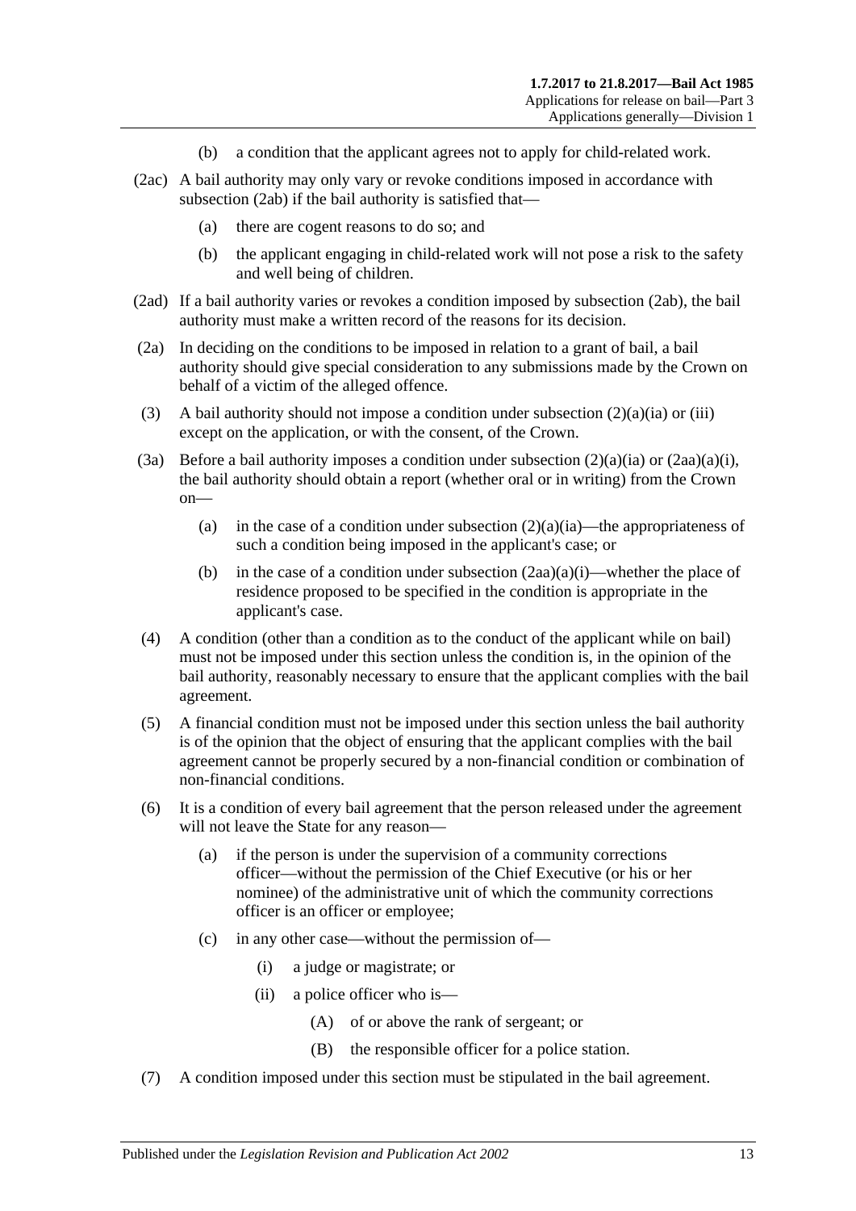(b) a condition that the applicant agrees not to apply for child-related work.

(2ac) A bail authority may only vary or revoke conditions imposed in accordance with subsection (2ab) if the bail authority is satisfied that—

(a) there are cogent reasons to do so; and

(b) the applicant engaging in child-related work will not pose a risk to the safety and well being of children.

(2ad) If a bail authority varies or revokes a condition imposed by subsection (2ab), the bail authority must make a written record of the reasons for its decision.

(2a) In deciding on the conditions to be imposed in relation to a grant of bail, a bail authority should give special consideration to any submissions made by the Crown on behalf of a victim of the alleged offence.

(3) A bail authority should not impose a condition under subsection (2)(a)(ia) or (iii) except on the application, or with the consent, of the Crown.

(3a) Before a bail authority imposes a condition under subsection (2)(a)(ia) or (2aa)(a)(i), the bail authority should obtain a report (whether oral or in writing) from the Crown on—

(a) in the case of a condition under subsection (2)(a)(ia)—the appropriateness of such a condition being imposed in the applicant's case; or

(b) in the case of a condition under subsection (2aa)(a)(i)—whether the place of residence proposed to be specified in the condition is appropriate in the applicant's case.

(4) A condition (other than a condition as to the conduct of the applicant while on bail) must not be imposed under this section unless the condition is, in the opinion of the bail authority, reasonably necessary to ensure that the applicant complies with the bail agreement.

(5) A financial condition must not be imposed under this section unless the bail authority is of the opinion that the object of ensuring that the applicant complies with the bail agreement cannot be properly secured by a non-financial condition or combination of non-financial conditions.

(6) It is a condition of every bail agreement that the person released under the agreement will not leave the State for any reason—

(a) if the person is under the supervision of a community corrections officer—without the permission of the Chief Executive (or his or her nominee) of the administrative unit of which the community corrections officer is an officer or employee;

(c) in any other case—without the permission of—

(i) a judge or magistrate; or

(ii) a police officer who is—

(A) of or above the rank of sergeant; or

(B) the responsible officer for a police station.

(7) A condition imposed under this section must be stipulated in the bail agreement.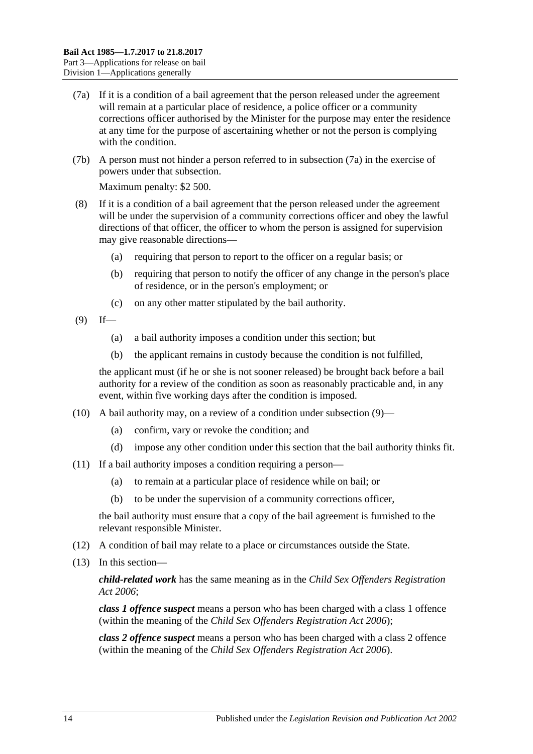(7a) If it is a condition of a bail agreement that the person released under the agreement will remain at a particular place of residence, a police officer or a community corrections officer authorised by the Minister for the purpose may enter the residence at any time for the purpose of ascertaining whether or not the person is complying with the condition.

(7b) A person must not hinder a person referred to in subsection (7a) in the exercise of powers under that subsection.

Maximum penalty: $2 500.

(8) If it is a condition of a bail agreement that the person released under the agreement will be under the supervision of a community corrections officer and obey the lawful directions of that officer, the officer to whom the person is assigned for supervision may give reasonable directions—

- (a) requiring that person to report to the officer on a regular basis; or
- (b) requiring that person to notify the officer of any change in the person's place of residence, or in the person's employment; or
- (c) on any other matter stipulated by the bail authority.

(9) If—

- (a) a bail authority imposes a condition under this section; but
- (b) the applicant remains in custody because the condition is not fulfilled,

the applicant must (if he or she is not sooner released) be brought back before a bail authority for a review of the condition as soon as reasonably practicable and, in any event, within five working days after the condition is imposed.

(10) A bail authority may, on a review of a condition under subsection (9)—

- (a) confirm, vary or revoke the condition; and
- (d) impose any other condition under this section that the bail authority thinks fit.

(11) If a bail authority imposes a condition requiring a person—

- (a) to remain at a particular place of residence while on bail; or
- (b) to be under the supervision of a community corrections officer,

the bail authority must ensure that a copy of the bail agreement is furnished to the relevant responsible Minister.

(12) A condition of bail may relate to a place or circumstances outside the State.

(13) In this section—

***child-related work*** has the same meaning as in the *Child Sex Offenders Registration Act 2006*;

***class 1 offence suspect*** means a person who has been charged with a class 1 offence (within the meaning of the *Child Sex Offenders Registration Act 2006*);

***class 2 offence suspect*** means a person who has been charged with a class 2 offence (within the meaning of the *Child Sex Offenders Registration Act 2006*).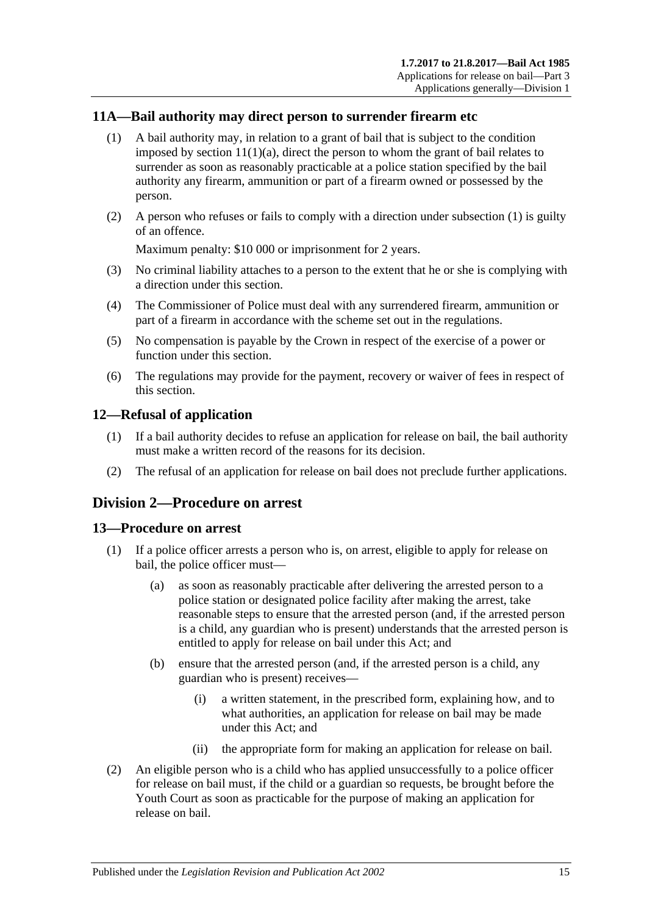## 11A—Bail authority may direct person to surrender firearm etc

(1) A bail authority may, in relation to a grant of bail that is subject to the condition imposed by section 11(1)(a), direct the person to whom the grant of bail relates to surrender as soon as reasonably practicable at a police station specified by the bail authority any firearm, ammunition or part of a firearm owned or possessed by the person.

(2) A person who refuses or fails to comply with a direction under subsection (1) is guilty of an offence.

Maximum penalty: $10 000 or imprisonment for 2 years.

(3) No criminal liability attaches to a person to the extent that he or she is complying with a direction under this section.

(4) The Commissioner of Police must deal with any surrendered firearm, ammunition or part of a firearm in accordance with the scheme set out in the regulations.

(5) No compensation is payable by the Crown in respect of the exercise of a power or function under this section.

(6) The regulations may provide for the payment, recovery or waiver of fees in respect of this section.

## 12—Refusal of application

(1) If a bail authority decides to refuse an application for release on bail, the bail authority must make a written record of the reasons for its decision.

(2) The refusal of an application for release on bail does not preclude further applications.

# Division 2—Procedure on arrest

## 13—Procedure on arrest

(1) If a police officer arrests a person who is, on arrest, eligible to apply for release on bail, the police officer must—

(a) as soon as reasonably practicable after delivering the arrested person to a police station or designated police facility after making the arrest, take reasonable steps to ensure that the arrested person (and, if the arrested person is a child, any guardian who is present) understands that the arrested person is entitled to apply for release on bail under this Act; and

(b) ensure that the arrested person (and, if the arrested person is a child, any guardian who is present) receives—

(i) a written statement, in the prescribed form, explaining how, and to what authorities, an application for release on bail may be made under this Act; and

(ii) the appropriate form for making an application for release on bail.

(2) An eligible person who is a child who has applied unsuccessfully to a police officer for release on bail must, if the child or a guardian so requests, be brought before the Youth Court as soon as practicable for the purpose of making an application for release on bail.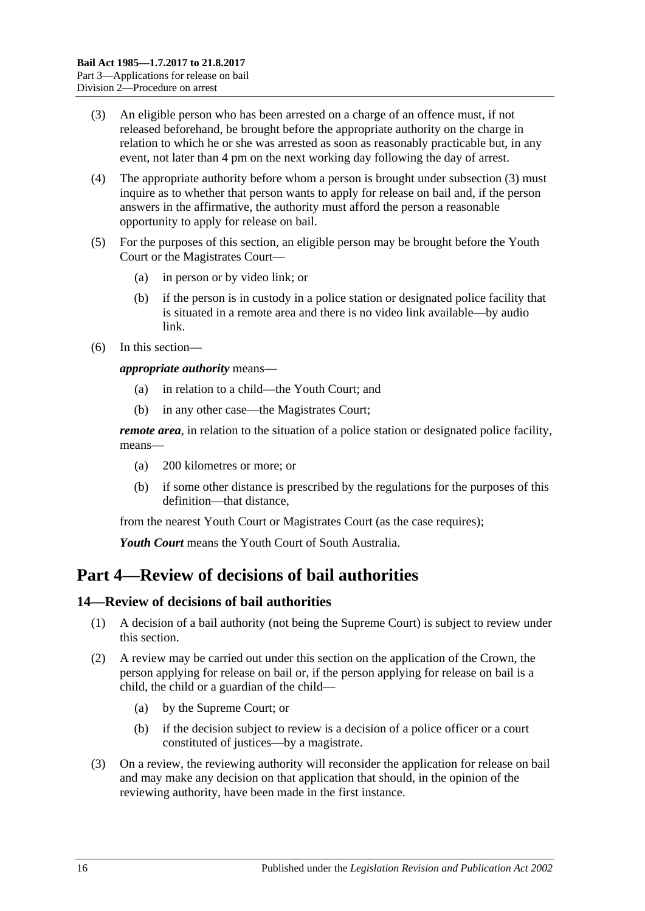(3) An eligible person who has been arrested on a charge of an offence must, if not released beforehand, be brought before the appropriate authority on the charge in relation to which he or she was arrested as soon as reasonably practicable but, in any event, not later than 4 pm on the next working day following the day of arrest.

(4) The appropriate authority before whom a person is brought under subsection (3) must inquire as to whether that person wants to apply for release on bail and, if the person answers in the affirmative, the authority must afford the person a reasonable opportunity to apply for release on bail.

(5) For the purposes of this section, an eligible person may be brought before the Youth Court or the Magistrates Court—

- (a) in person or by video link; or
- (b) if the person is in custody in a police station or designated police facility that is situated in a remote area and there is no video link available—by audio link.

(6) In this section—

***appropriate authority*** means—

- (a) in relation to a child—the Youth Court; and
- (b) in any other case—the Magistrates Court;

***remote area***, in relation to the situation of a police station or designated police facility, means—

- (a) 200 kilometres or more; or
- (b) if some other distance is prescribed by the regulations for the purposes of this definition—that distance,

from the nearest Youth Court or Magistrates Court (as the case requires);

***Youth Court*** means the Youth Court of South Australia.

# Part 4—Review of decisions of bail authorities

## 14—Review of decisions of bail authorities

(1) A decision of a bail authority (not being the Supreme Court) is subject to review under this section.

(2) A review may be carried out under this section on the application of the Crown, the person applying for release on bail or, if the person applying for release on bail is a child, the child or a guardian of the child—

- (a) by the Supreme Court; or
- (b) if the decision subject to review is a decision of a police officer or a court constituted of justices—by a magistrate.

(3) On a review, the reviewing authority will reconsider the application for release on bail and may make any decision on that application that should, in the opinion of the reviewing authority, have been made in the first instance.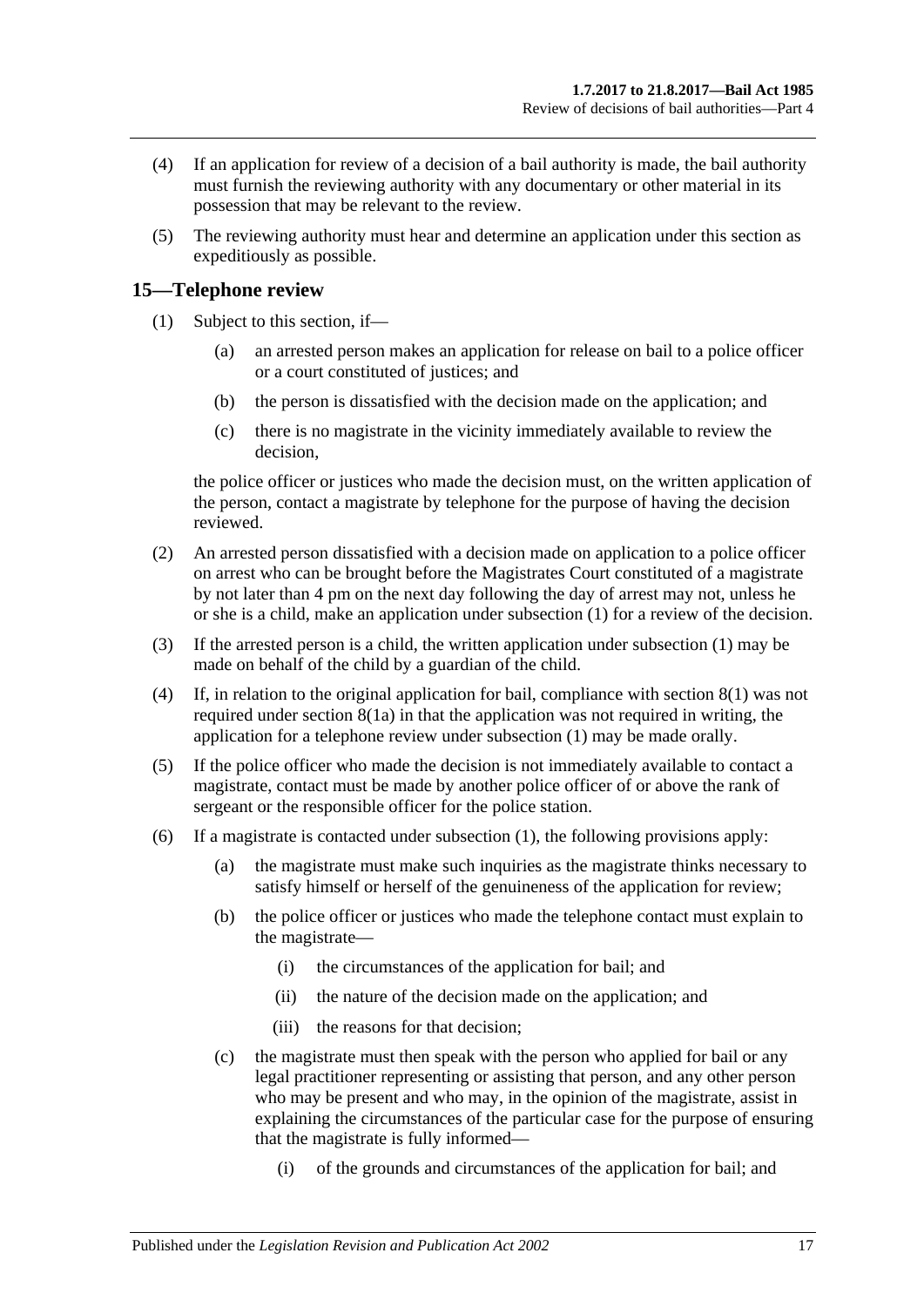(4) If an application for review of a decision of a bail authority is made, the bail authority must furnish the reviewing authority with any documentary or other material in its possession that may be relevant to the review.

(5) The reviewing authority must hear and determine an application under this section as expeditiously as possible.

## 15—Telephone review

(1) Subject to this section, if—

(a) an arrested person makes an application for release on bail to a police officer or a court constituted of justices; and

(b) the person is dissatisfied with the decision made on the application; and

(c) there is no magistrate in the vicinity immediately available to review the decision,

the police officer or justices who made the decision must, on the written application of the person, contact a magistrate by telephone for the purpose of having the decision reviewed.

(2) An arrested person dissatisfied with a decision made on application to a police officer on arrest who can be brought before the Magistrates Court constituted of a magistrate by not later than 4 pm on the next day following the day of arrest may not, unless he or she is a child, make an application under subsection (1) for a review of the decision.

(3) If the arrested person is a child, the written application under subsection (1) may be made on behalf of the child by a guardian of the child.

(4) If, in relation to the original application for bail, compliance with section 8(1) was not required under section 8(1a) in that the application was not required in writing, the application for a telephone review under subsection (1) may be made orally.

(5) If the police officer who made the decision is not immediately available to contact a magistrate, contact must be made by another police officer of or above the rank of sergeant or the responsible officer for the police station.

(6) If a magistrate is contacted under subsection (1), the following provisions apply:

(a) the magistrate must make such inquiries as the magistrate thinks necessary to satisfy himself or herself of the genuineness of the application for review;

(b) the police officer or justices who made the telephone contact must explain to the magistrate—

(i) the circumstances of the application for bail; and

(ii) the nature of the decision made on the application; and

(iii) the reasons for that decision;

(c) the magistrate must then speak with the person who applied for bail or any legal practitioner representing or assisting that person, and any other person who may be present and who may, in the opinion of the magistrate, assist in explaining the circumstances of the particular case for the purpose of ensuring that the magistrate is fully informed—

(i) of the grounds and circumstances of the application for bail; and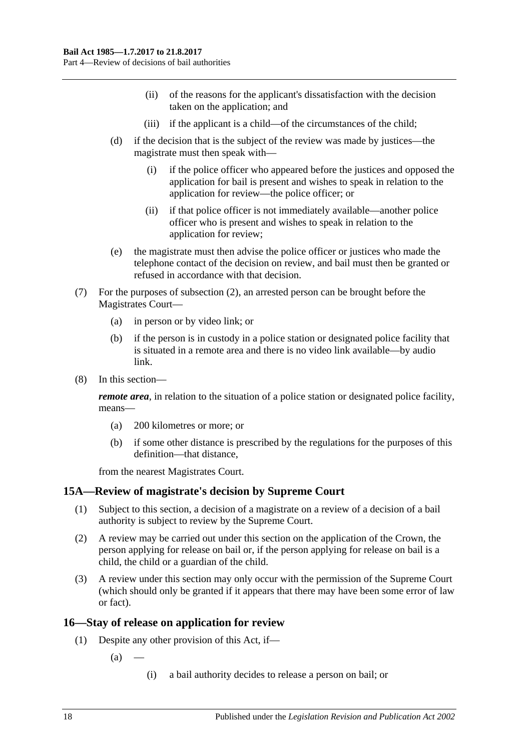(ii) of the reasons for the applicant's dissatisfaction with the decision taken on the application; and

(iii) if the applicant is a child—of the circumstances of the child;

(d) if the decision that is the subject of the review was made by justices—the magistrate must then speak with—

(i) if the police officer who appeared before the justices and opposed the application for bail is present and wishes to speak in relation to the application for review—the police officer; or

(ii) if that police officer is not immediately available—another police officer who is present and wishes to speak in relation to the application for review;

(e) the magistrate must then advise the police officer or justices who made the telephone contact of the decision on review, and bail must then be granted or refused in accordance with that decision.

(7) For the purposes of subsection (2), an arrested person can be brought before the Magistrates Court—

(a) in person or by video link; or

(b) if the person is in custody in a police station or designated police facility that is situated in a remote area and there is no video link available—by audio link.

(8) In this section—

***remote area***, in relation to the situation of a police station or designated police facility, means—

(a) 200 kilometres or more; or

(b) if some other distance is prescribed by the regulations for the purposes of this definition—that distance,

from the nearest Magistrates Court.

## 15A—Review of magistrate's decision by Supreme Court

(1) Subject to this section, a decision of a magistrate on a review of a decision of a bail authority is subject to review by the Supreme Court.

(2) A review may be carried out under this section on the application of the Crown, the person applying for release on bail or, if the person applying for release on bail is a child, the child or a guardian of the child.

(3) A review under this section may only occur with the permission of the Supreme Court (which should only be granted if it appears that there may have been some error of law or fact).

## 16—Stay of release on application for review

(1) Despite any other provision of this Act, if—

(a) —

(i) a bail authority decides to release a person on bail; or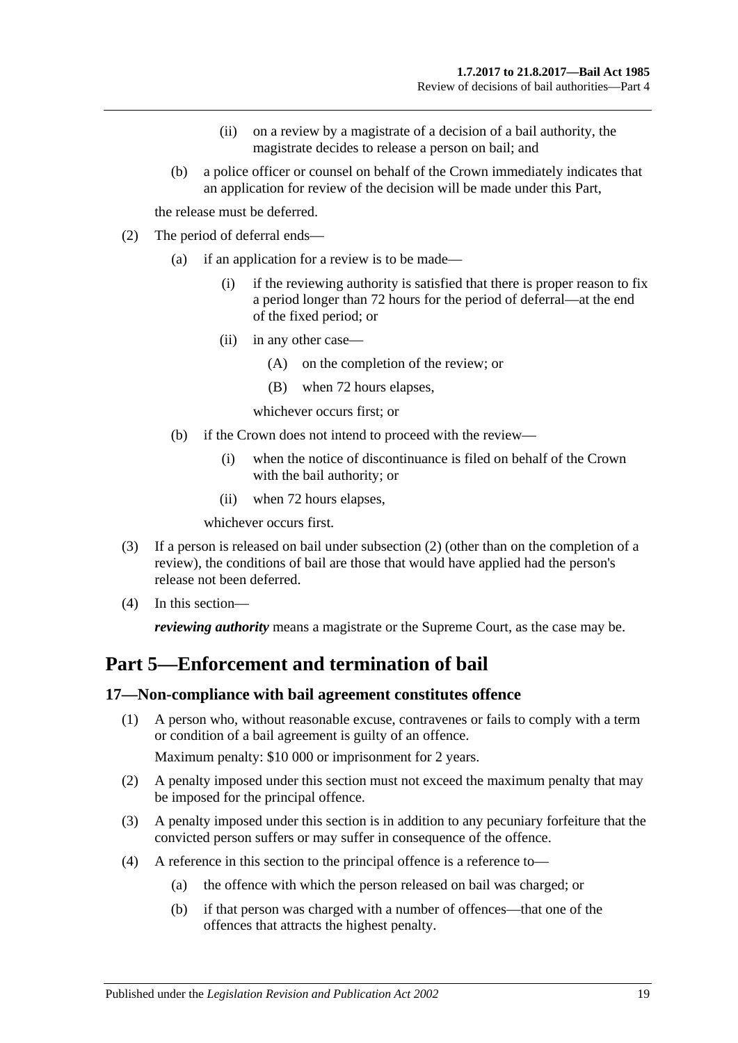(ii) on a review by a magistrate of a decision of a bail authority, the magistrate decides to release a person on bail; and

(b) a police officer or counsel on behalf of the Crown immediately indicates that an application for review of the decision will be made under this Part,

the release must be deferred.

(2) The period of deferral ends—

(a) if an application for a review is to be made—

(i) if the reviewing authority is satisfied that there is proper reason to fix a period longer than 72 hours for the period of deferral—at the end of the fixed period; or

(ii) in any other case—

(A) on the completion of the review; or

(B) when 72 hours elapses,

whichever occurs first; or

(b) if the Crown does not intend to proceed with the review—

(i) when the notice of discontinuance is filed on behalf of the Crown with the bail authority; or

(ii) when 72 hours elapses,

whichever occurs first.

(3) If a person is released on bail under subsection (2) (other than on the completion of a review), the conditions of bail are those that would have applied had the person's release not been deferred.

(4) In this section—

***reviewing authority*** means a magistrate or the Supreme Court, as the case may be.

# Part 5—Enforcement and termination of bail

## 17—Non-compliance with bail agreement constitutes offence

(1) A person who, without reasonable excuse, contravenes or fails to comply with a term or condition of a bail agreement is guilty of an offence.

Maximum penalty: $10 000 or imprisonment for 2 years.

(2) A penalty imposed under this section must not exceed the maximum penalty that may be imposed for the principal offence.

(3) A penalty imposed under this section is in addition to any pecuniary forfeiture that the convicted person suffers or may suffer in consequence of the offence.

(4) A reference in this section to the principal offence is a reference to—

(a) the offence with which the person released on bail was charged; or

(b) if that person was charged with a number of offences—that one of the offences that attracts the highest penalty.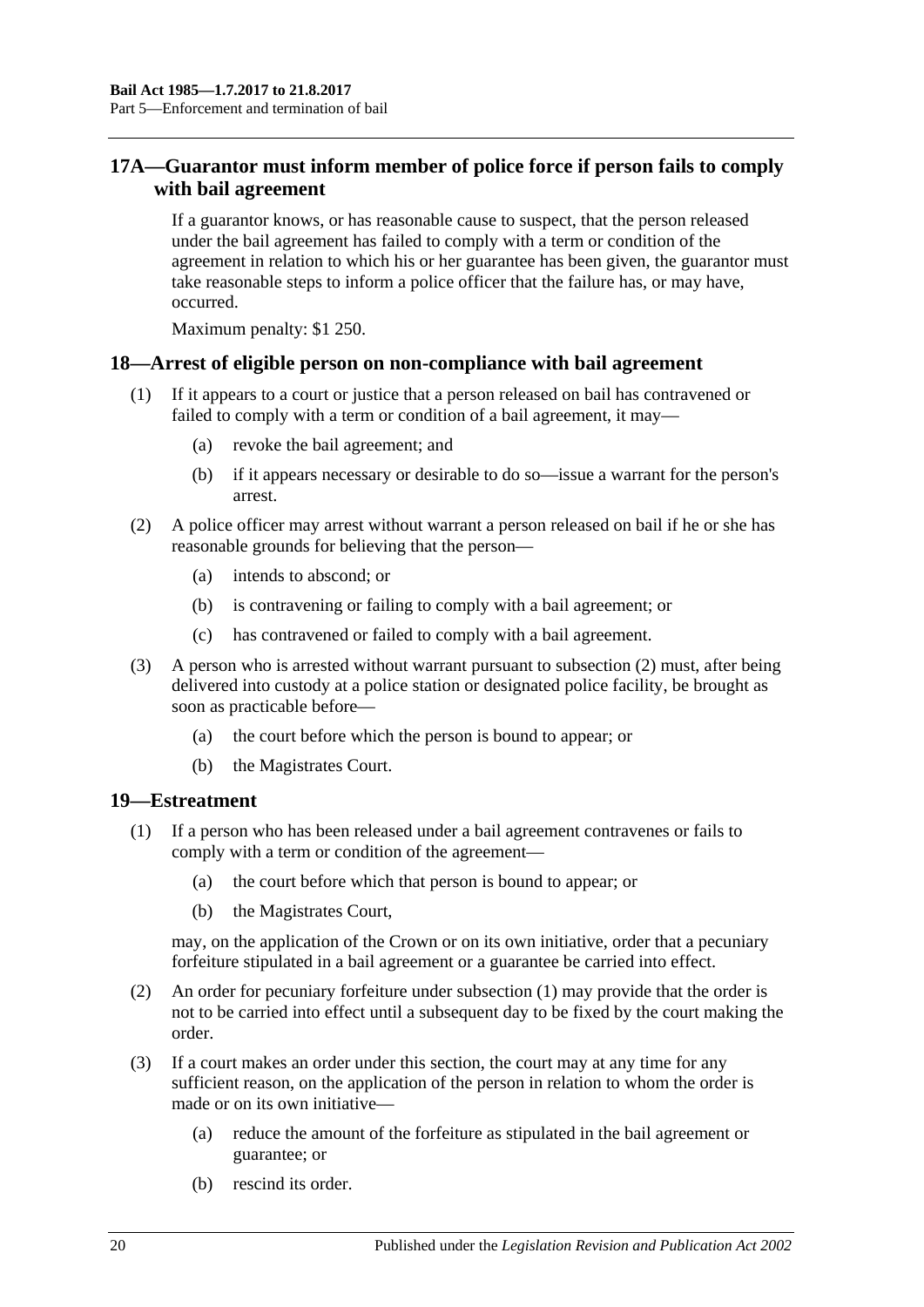## 17A—Guarantor must inform member of police force if person fails to comply with bail agreement

If a guarantor knows, or has reasonable cause to suspect, that the person released under the bail agreement has failed to comply with a term or condition of the agreement in relation to which his or her guarantee has been given, the guarantor must take reasonable steps to inform a police officer that the failure has, or may have, occurred.

Maximum penalty: $1 250.

## 18—Arrest of eligible person on non-compliance with bail agreement

(1) If it appears to a court or justice that a person released on bail has contravened or failed to comply with a term or condition of a bail agreement, it may—

(a) revoke the bail agreement; and

(b) if it appears necessary or desirable to do so—issue a warrant for the person's arrest.

(2) A police officer may arrest without warrant a person released on bail if he or she has reasonable grounds for believing that the person—

(a) intends to abscond; or

(b) is contravening or failing to comply with a bail agreement; or

(c) has contravened or failed to comply with a bail agreement.

(3) A person who is arrested without warrant pursuant to subsection (2) must, after being delivered into custody at a police station or designated police facility, be brought as soon as practicable before—

(a) the court before which the person is bound to appear; or

(b) the Magistrates Court.

## 19—Estreatment

(1) If a person who has been released under a bail agreement contravenes or fails to comply with a term or condition of the agreement—

(a) the court before which that person is bound to appear; or

(b) the Magistrates Court,

may, on the application of the Crown or on its own initiative, order that a pecuniary forfeiture stipulated in a bail agreement or a guarantee be carried into effect.

(2) An order for pecuniary forfeiture under subsection (1) may provide that the order is not to be carried into effect until a subsequent day to be fixed by the court making the order.

(3) If a court makes an order under this section, the court may at any time for any sufficient reason, on the application of the person in relation to whom the order is made or on its own initiative—

(a) reduce the amount of the forfeiture as stipulated in the bail agreement or guarantee; or

(b) rescind its order.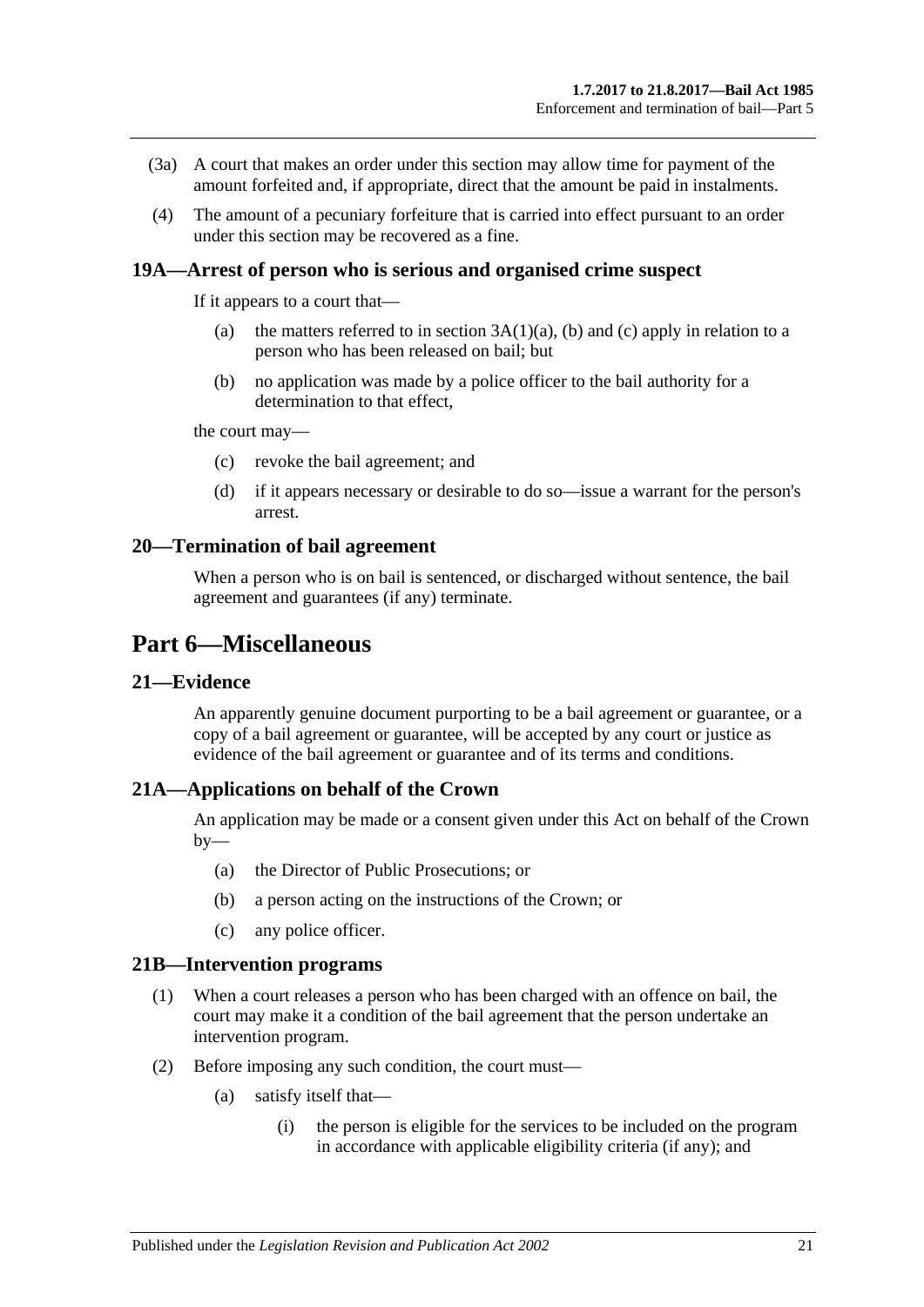(3a) A court that makes an order under this section may allow time for payment of the amount forfeited and, if appropriate, direct that the amount be paid in instalments.

(4) The amount of a pecuniary forfeiture that is carried into effect pursuant to an order under this section may be recovered as a fine.

### 19A—Arrest of person who is serious and organised crime suspect

If it appears to a court that—

(a) the matters referred to in section 3A(1)(a), (b) and (c) apply in relation to a person who has been released on bail; but

(b) no application was made by a police officer to the bail authority for a determination to that effect,

the court may—

(c) revoke the bail agreement; and

(d) if it appears necessary or desirable to do so—issue a warrant for the person's arrest.

### 20—Termination of bail agreement

When a person who is on bail is sentenced, or discharged without sentence, the bail agreement and guarantees (if any) terminate.

## Part 6—Miscellaneous

### 21—Evidence

An apparently genuine document purporting to be a bail agreement or guarantee, or a copy of a bail agreement or guarantee, will be accepted by any court or justice as evidence of the bail agreement or guarantee and of its terms and conditions.

### 21A—Applications on behalf of the Crown

An application may be made or a consent given under this Act on behalf of the Crown by—

(a) the Director of Public Prosecutions; or

(b) a person acting on the instructions of the Crown; or

(c) any police officer.

### 21B—Intervention programs

(1) When a court releases a person who has been charged with an offence on bail, the court may make it a condition of the bail agreement that the person undertake an intervention program.

(2) Before imposing any such condition, the court must—

(a) satisfy itself that—

(i) the person is eligible for the services to be included on the program in accordance with applicable eligibility criteria (if any); and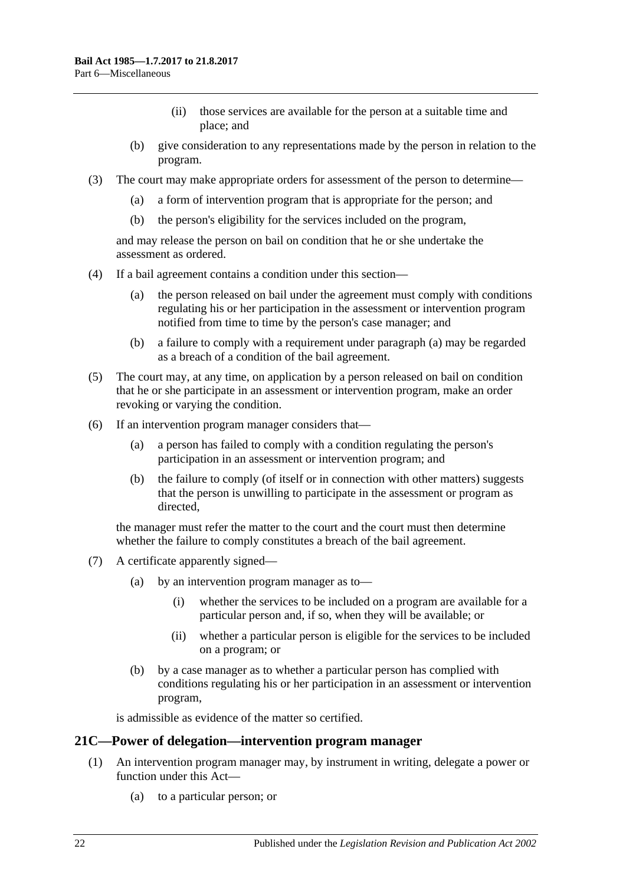(ii) those services are available for the person at a suitable time and place; and

(b) give consideration to any representations made by the person in relation to the program.

(3) The court may make appropriate orders for assessment of the person to determine—

(a) a form of intervention program that is appropriate for the person; and

(b) the person's eligibility for the services included on the program,

and may release the person on bail on condition that he or she undertake the assessment as ordered.

(4) If a bail agreement contains a condition under this section—

(a) the person released on bail under the agreement must comply with conditions regulating his or her participation in the assessment or intervention program notified from time to time by the person's case manager; and

(b) a failure to comply with a requirement under paragraph (a) may be regarded as a breach of a condition of the bail agreement.

(5) The court may, at any time, on application by a person released on bail on condition that he or she participate in an assessment or intervention program, make an order revoking or varying the condition.

(6) If an intervention program manager considers that—

(a) a person has failed to comply with a condition regulating the person's participation in an assessment or intervention program; and

(b) the failure to comply (of itself or in connection with other matters) suggests that the person is unwilling to participate in the assessment or program as directed,

the manager must refer the matter to the court and the court must then determine whether the failure to comply constitutes a breach of the bail agreement.

(7) A certificate apparently signed—

(a) by an intervention program manager as to—

(i) whether the services to be included on a program are available for a particular person and, if so, when they will be available; or

(ii) whether a particular person is eligible for the services to be included on a program; or

(b) by a case manager as to whether a particular person has complied with conditions regulating his or her participation in an assessment or intervention program,

is admissible as evidence of the matter so certified.

## 21C—Power of delegation—intervention program manager

(1) An intervention program manager may, by instrument in writing, delegate a power or function under this Act—

(a) to a particular person; or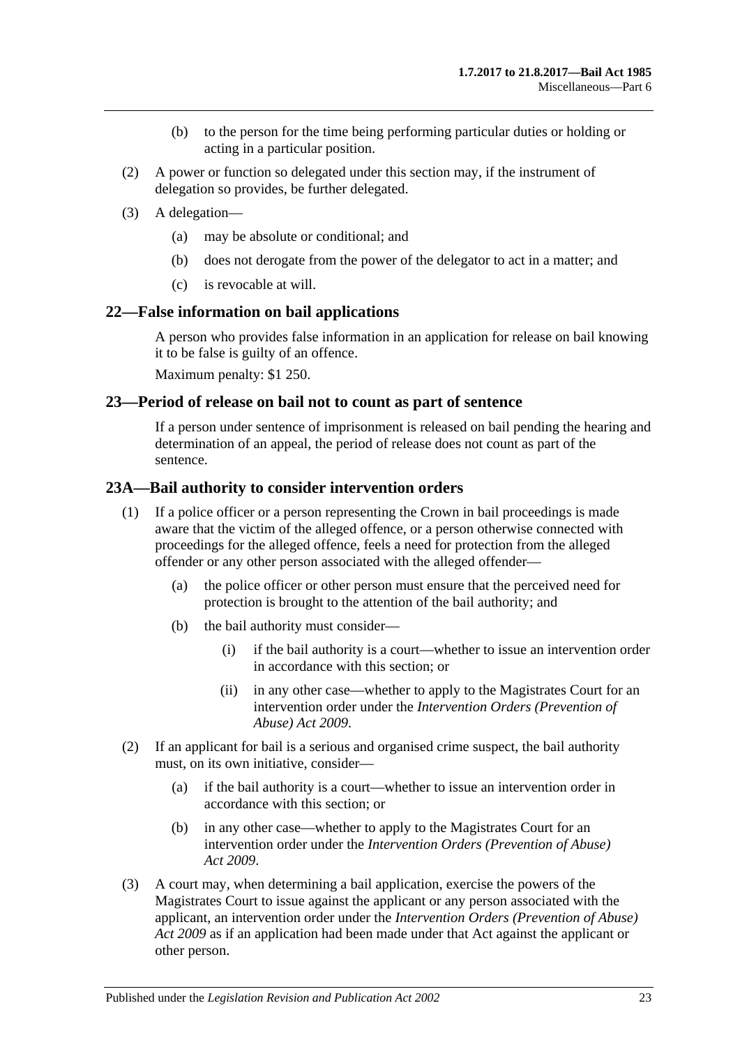(b) to the person for the time being performing particular duties or holding or acting in a particular position.

(2) A power or function so delegated under this section may, if the instrument of delegation so provides, be further delegated.

(3) A delegation—

(a) may be absolute or conditional; and

(b) does not derogate from the power of the delegator to act in a matter; and

(c) is revocable at will.

## 22—False information on bail applications

A person who provides false information in an application for release on bail knowing it to be false is guilty of an offence.

Maximum penalty: $1 250.

## 23—Period of release on bail not to count as part of sentence

If a person under sentence of imprisonment is released on bail pending the hearing and determination of an appeal, the period of release does not count as part of the sentence.

## 23A—Bail authority to consider intervention orders

(1) If a police officer or a person representing the Crown in bail proceedings is made aware that the victim of the alleged offence, or a person otherwise connected with proceedings for the alleged offence, feels a need for protection from the alleged offender or any other person associated with the alleged offender—

(a) the police officer or other person must ensure that the perceived need for protection is brought to the attention of the bail authority; and

(b) the bail authority must consider—

(i) if the bail authority is a court—whether to issue an intervention order in accordance with this section; or

(ii) in any other case—whether to apply to the Magistrates Court for an intervention order under the *Intervention Orders (Prevention of Abuse) Act 2009*.

(2) If an applicant for bail is a serious and organised crime suspect, the bail authority must, on its own initiative, consider—

(a) if the bail authority is a court—whether to issue an intervention order in accordance with this section; or

(b) in any other case—whether to apply to the Magistrates Court for an intervention order under the *Intervention Orders (Prevention of Abuse) Act 2009*.

(3) A court may, when determining a bail application, exercise the powers of the Magistrates Court to issue against the applicant or any person associated with the applicant, an intervention order under the *Intervention Orders (Prevention of Abuse) Act 2009* as if an application had been made under that Act against the applicant or other person.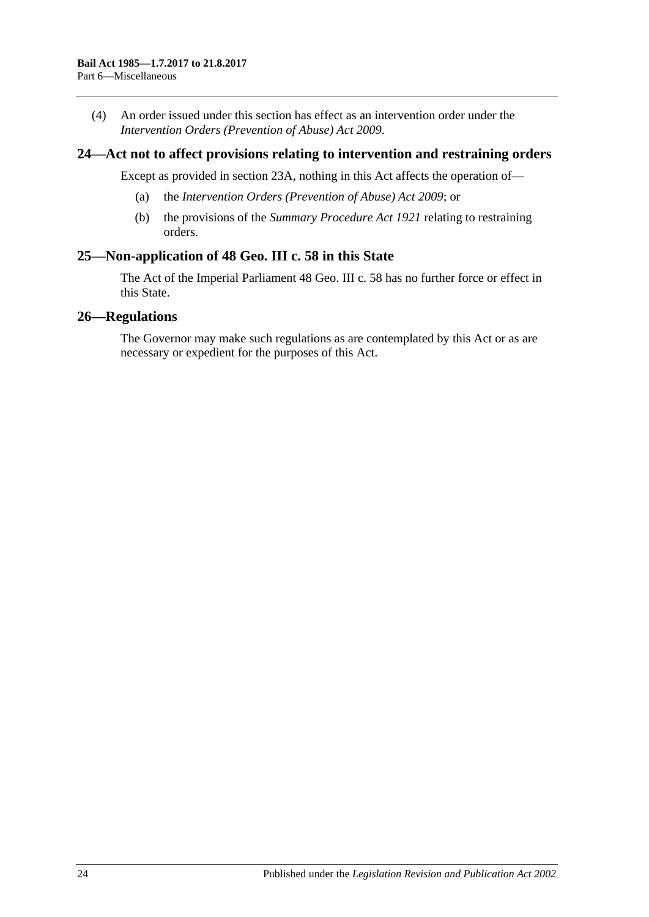(4) An order issued under this section has effect as an intervention order under the *Intervention Orders (Prevention of Abuse) Act 2009*.

## 24—Act not to affect provisions relating to intervention and restraining orders

Except as provided in section 23A, nothing in this Act affects the operation of—

(a) the *Intervention Orders (Prevention of Abuse) Act 2009*; or

(b) the provisions of the *Summary Procedure Act 1921* relating to restraining orders.

## 25—Non-application of 48 Geo. III c. 58 in this State

The Act of the Imperial Parliament 48 Geo. III c. 58 has no further force or effect in this State.

## 26—Regulations

The Governor may make such regulations as are contemplated by this Act or as are necessary or expedient for the purposes of this Act.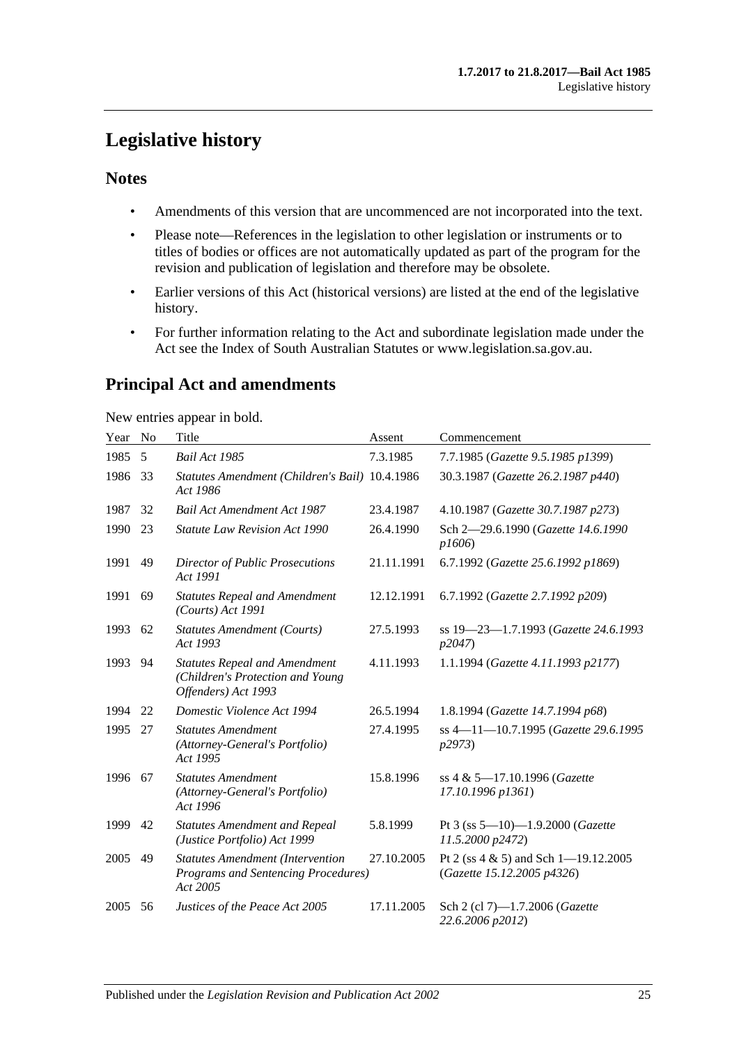# Legislative history

## Notes

- Amendments of this version that are uncommenced are not incorporated into the text.
- Please note—References in the legislation to other legislation or instruments or to titles of bodies or offices are not automatically updated as part of the program for the revision and publication of legislation and therefore may be obsolete.
- Earlier versions of this Act (historical versions) are listed at the end of the legislative history.
- For further information relating to the Act and subordinate legislation made under the Act see the Index of South Australian Statutes or www.legislation.sa.gov.au.

## Principal Act and amendments

New entries appear in bold.

| Year | No | Title | Assent | Commencement |
|---|---|---|---|---|
| 1985 | 5 | *Bail Act 1985* | 7.3.1985 | 7.7.1985 (*Gazette 9.5.1985 p1399*) |
| 1986 | 33 | *Statutes Amendment (Children's Bail) Act 1986* | 10.4.1986 | 30.3.1987 (*Gazette 26.2.1987 p440*) |
| 1987 | 32 | *Bail Act Amendment Act 1987* | 23.4.1987 | 4.10.1987 (*Gazette 30.7.1987 p273*) |
| 1990 | 23 | *Statute Law Revision Act 1990* | 26.4.1990 | Sch 2—29.6.1990 (*Gazette 14.6.1990 p1606*) |
| 1991 | 49 | *Director of Public Prosecutions Act 1991* | 21.11.1991 | 6.7.1992 (*Gazette 25.6.1992 p1869*) |
| 1991 | 69 | *Statutes Repeal and Amendment (Courts) Act 1991* | 12.12.1991 | 6.7.1992 (*Gazette 2.7.1992 p209*) |
| 1993 | 62 | *Statutes Amendment (Courts) Act 1993* | 27.5.1993 | ss 19—23—1.7.1993 (*Gazette 24.6.1993 p2047*) |
| 1993 | 94 | *Statutes Repeal and Amendment (Children's Protection and Young Offenders) Act 1993* | 4.11.1993 | 1.1.1994 (*Gazette 4.11.1993 p2177*) |
| 1994 | 22 | *Domestic Violence Act 1994* | 26.5.1994 | 1.8.1994 (*Gazette 14.7.1994 p68*) |
| 1995 | 27 | *Statutes Amendment (Attorney-General's Portfolio) Act 1995* | 27.4.1995 | ss 4—11—10.7.1995 (*Gazette 29.6.1995 p2973*) |
| 1996 | 67 | *Statutes Amendment (Attorney-General's Portfolio) Act 1996* | 15.8.1996 | ss 4 & 5—17.10.1996 (*Gazette 17.10.1996 p1361*) |
| 1999 | 42 | *Statutes Amendment and Repeal (Justice Portfolio) Act 1999* | 5.8.1999 | Pt 3 (ss 5—10)—1.9.2000 (*Gazette 11.5.2000 p2472*) |
| 2005 | 49 | *Statutes Amendment (Intervention Programs and Sentencing Procedures) Act 2005* | 27.10.2005 | Pt 2 (ss 4 & 5) and Sch 1—19.12.2005 (*Gazette 15.12.2005 p4326*) |
| 2005 | 56 | *Justices of the Peace Act 2005* | 17.11.2005 | Sch 2 (cl 7)—1.7.2006 (*Gazette 22.6.2006 p2012*) |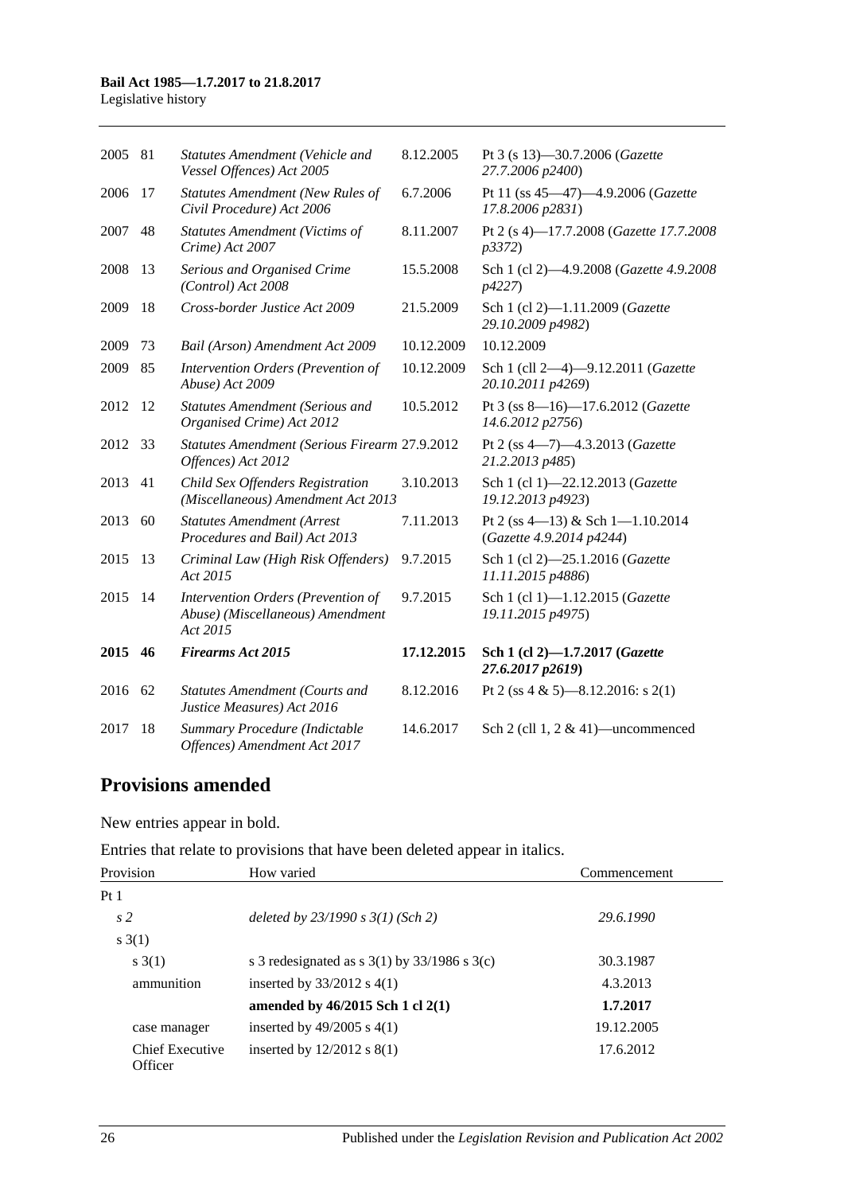| | | | | |
|---|---|---|---|---|
| 2005 | 81 | *Statutes Amendment (Vehicle and Vessel Offences) Act 2005* | 8.12.2005 | Pt 3 (s 13)—30.7.2006 (*Gazette 27.7.2006 p2400*) |
| 2006 | 17 | *Statutes Amendment (New Rules of Civil Procedure) Act 2006* | 6.7.2006 | Pt 11 (ss 45—47)—4.9.2006 (*Gazette 17.8.2006 p2831*) |
| 2007 | 48 | *Statutes Amendment (Victims of Crime) Act 2007* | 8.11.2007 | Pt 2 (s 4)—17.7.2008 (*Gazette 17.7.2008 p3372*) |
| 2008 | 13 | *Serious and Organised Crime (Control) Act 2008* | 15.5.2008 | Sch 1 (cl 2)—4.9.2008 (*Gazette 4.9.2008 p4227*) |
| 2009 | 18 | *Cross-border Justice Act 2009* | 21.5.2009 | Sch 1 (cl 2)—1.11.2009 (*Gazette 29.10.2009 p4982*) |
| 2009 | 73 | *Bail (Arson) Amendment Act 2009* | 10.12.2009 | 10.12.2009 |
| 2009 | 85 | *Intervention Orders (Prevention of Abuse) Act 2009* | 10.12.2009 | Sch 1 (cll 2—4)—9.12.2011 (*Gazette 20.10.2011 p4269*) |
| 2012 | 12 | *Statutes Amendment (Serious and Organised Crime) Act 2012* | 10.5.2012 | Pt 3 (ss 8—16)—17.6.2012 (*Gazette 14.6.2012 p2756*) |
| 2012 | 33 | *Statutes Amendment (Serious Firearm Offences) Act 2012* | 27.9.2012 | Pt 2 (ss 4—7)—4.3.2013 (*Gazette 21.2.2013 p485*) |
| 2013 | 41 | *Child Sex Offenders Registration (Miscellaneous) Amendment Act 2013* | 3.10.2013 | Sch 1 (cl 1)—22.12.2013 (*Gazette 19.12.2013 p4923*) |
| 2013 | 60 | *Statutes Amendment (Arrest Procedures and Bail) Act 2013* | 7.11.2013 | Pt 2 (ss 4—13) & Sch 1—1.10.2014 (*Gazette 4.9.2014 p4244*) |
| 2015 | 13 | *Criminal Law (High Risk Offenders) Act 2015* | 9.7.2015 | Sch 1 (cl 2)—25.1.2016 (*Gazette 11.11.2015 p4886*) |
| 2015 | 14 | *Intervention Orders (Prevention of Abuse) (Miscellaneous) Amendment Act 2015* | 9.7.2015 | Sch 1 (cl 1)—1.12.2015 (*Gazette 19.11.2015 p4975*) |
| **2015** | **46** | ***Firearms Act 2015*** | **17.12.2015** | **Sch 1 (cl 2)—1.7.2017 (*Gazette 27.6.2017 p2619*)** |
| 2016 | 62 | *Statutes Amendment (Courts and Justice Measures) Act 2016* | 8.12.2016 | Pt 2 (ss 4 & 5)—8.12.2016: s 2(1) |
| 2017 | 18 | *Summary Procedure (Indictable Offences) Amendment Act 2017* | 14.6.2017 | Sch 2 (cll 1, 2 & 41)—uncommenced |

## Provisions amended

New entries appear in bold.

Entries that relate to provisions that have been deleted appear in italics.

| Provision | How varied | Commencement |
|---|---|---|
| Pt 1 | | |
| *s 2* | *deleted by 23/1990 s 3(1) (Sch 2)* | *29.6.1990* |
| s 3(1) | | |
| s 3(1) | s 3 redesignated as s 3(1) by 33/1986 s 3(c) | 30.3.1987 |
| ammunition | inserted by 33/2012 s 4(1) | 4.3.2013 |
| | **amended by 46/2015 Sch 1 cl 2(1)** | **1.7.2017** |
| case manager | inserted by 49/2005 s 4(1) | 19.12.2005 |
| Chief Executive Officer | inserted by 12/2012 s 8(1) | 17.6.2012 |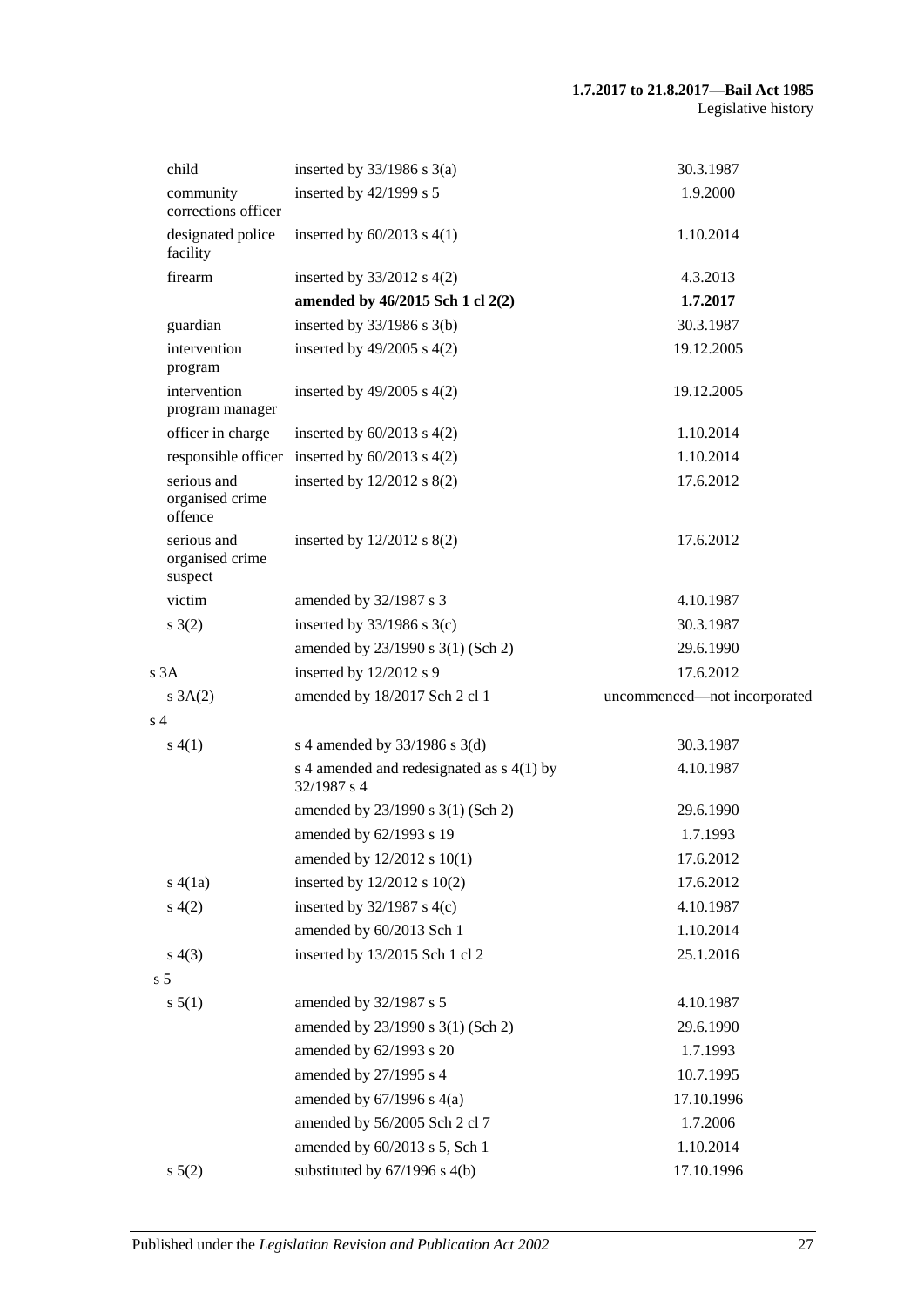| | | |
|---|---|---|
| child | inserted by 33/1986 s 3(a) | 30.3.1987 |
| community corrections officer | inserted by 42/1999 s 5 | 1.9.2000 |
| designated police facility | inserted by 60/2013 s 4(1) | 1.10.2014 |
| firearm | inserted by 33/2012 s 4(2) | 4.3.2013 |
| | **amended by 46/2015 Sch 1 cl 2(2)** | **1.7.2017** |
| guardian | inserted by 33/1986 s 3(b) | 30.3.1987 |
| intervention program | inserted by 49/2005 s 4(2) | 19.12.2005 |
| intervention program manager | inserted by 49/2005 s 4(2) | 19.12.2005 |
| officer in charge | inserted by 60/2013 s 4(2) | 1.10.2014 |
| responsible officer | inserted by 60/2013 s 4(2) | 1.10.2014 |
| serious and organised crime offence | inserted by 12/2012 s 8(2) | 17.6.2012 |
| serious and organised crime suspect | inserted by 12/2012 s 8(2) | 17.6.2012 |
| victim | amended by 32/1987 s 3 | 4.10.1987 |
| s 3(2) | inserted by 33/1986 s 3(c) | 30.3.1987 |
| | amended by 23/1990 s 3(1) (Sch 2) | 29.6.1990 |
| s 3A | inserted by 12/2012 s 9 | 17.6.2012 |
| s 3A(2) | amended by 18/2017 Sch 2 cl 1 | uncommenced—not incorporated |
| s 4 | | |
| s 4(1) | s 4 amended by 33/1986 s 3(d) | 30.3.1987 |
| | s 4 amended and redesignated as s 4(1) by 32/1987 s 4 | 4.10.1987 |
| | amended by 23/1990 s 3(1) (Sch 2) | 29.6.1990 |
| | amended by 62/1993 s 19 | 1.7.1993 |
| | amended by 12/2012 s 10(1) | 17.6.2012 |
| s 4(1a) | inserted by 12/2012 s 10(2) | 17.6.2012 |
| s 4(2) | inserted by 32/1987 s 4(c) | 4.10.1987 |
| | amended by 60/2013 Sch 1 | 1.10.2014 |
| s 4(3) | inserted by 13/2015 Sch 1 cl 2 | 25.1.2016 |
| s 5 | | |
| s 5(1) | amended by 32/1987 s 5 | 4.10.1987 |
| | amended by 23/1990 s 3(1) (Sch 2) | 29.6.1990 |
| | amended by 62/1993 s 20 | 1.7.1993 |
| | amended by 27/1995 s 4 | 10.7.1995 |
| | amended by 67/1996 s 4(a) | 17.10.1996 |
| | amended by 56/2005 Sch 2 cl 7 | 1.7.2006 |
| | amended by 60/2013 s 5, Sch 1 | 1.10.2014 |
| s 5(2) | substituted by 67/1996 s 4(b) | 17.10.1996 |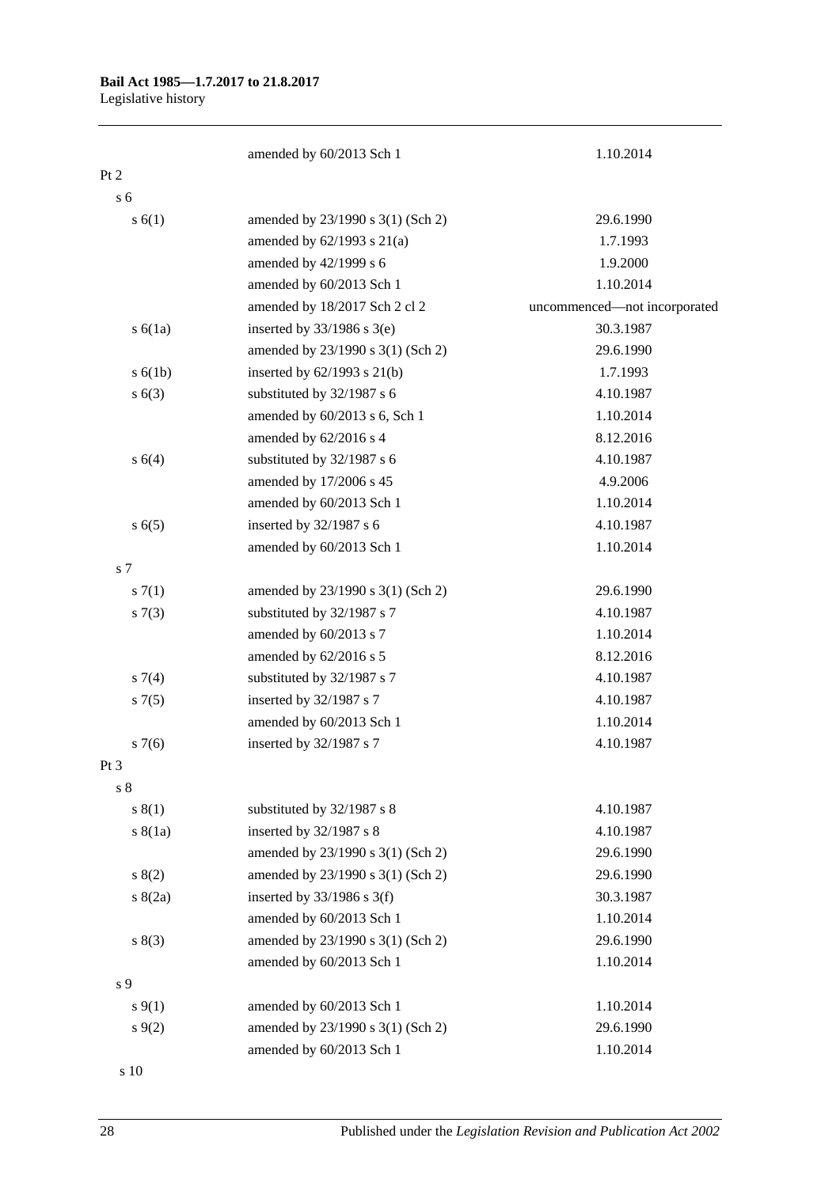| | | |
|---|---|---|
| | amended by 60/2013 Sch 1 | 1.10.2014 |
| Pt 2 | | |
| s 6 | | |
| s 6(1) | amended by 23/1990 s 3(1) (Sch 2) | 29.6.1990 |
| | amended by 62/1993 s 21(a) | 1.7.1993 |
| | amended by 42/1999 s 6 | 1.9.2000 |
| | amended by 60/2013 Sch 1 | 1.10.2014 |
| | amended by 18/2017 Sch 2 cl 2 | uncommenced—not incorporated |
| s 6(1a) | inserted by 33/1986 s 3(e) | 30.3.1987 |
| | amended by 23/1990 s 3(1) (Sch 2) | 29.6.1990 |
| s 6(1b) | inserted by 62/1993 s 21(b) | 1.7.1993 |
| s 6(3) | substituted by 32/1987 s 6 | 4.10.1987 |
| | amended by 60/2013 s 6, Sch 1 | 1.10.2014 |
| | amended by 62/2016 s 4 | 8.12.2016 |
| s 6(4) | substituted by 32/1987 s 6 | 4.10.1987 |
| | amended by 17/2006 s 45 | 4.9.2006 |
| | amended by 60/2013 Sch 1 | 1.10.2014 |
| s 6(5) | inserted by 32/1987 s 6 | 4.10.1987 |
| | amended by 60/2013 Sch 1 | 1.10.2014 |
| s 7 | | |
| s 7(1) | amended by 23/1990 s 3(1) (Sch 2) | 29.6.1990 |
| s 7(3) | substituted by 32/1987 s 7 | 4.10.1987 |
| | amended by 60/2013 s 7 | 1.10.2014 |
| | amended by 62/2016 s 5 | 8.12.2016 |
| s 7(4) | substituted by 32/1987 s 7 | 4.10.1987 |
| s 7(5) | inserted by 32/1987 s 7 | 4.10.1987 |
| | amended by 60/2013 Sch 1 | 1.10.2014 |
| s 7(6) | inserted by 32/1987 s 7 | 4.10.1987 |
| Pt 3 | | |
| s 8 | | |
| s 8(1) | substituted by 32/1987 s 8 | 4.10.1987 |
| s 8(1a) | inserted by 32/1987 s 8 | 4.10.1987 |
| | amended by 23/1990 s 3(1) (Sch 2) | 29.6.1990 |
| s 8(2) | amended by 23/1990 s 3(1) (Sch 2) | 29.6.1990 |
| s 8(2a) | inserted by 33/1986 s 3(f) | 30.3.1987 |
| | amended by 60/2013 Sch 1 | 1.10.2014 |
| s 8(3) | amended by 23/1990 s 3(1) (Sch 2) | 29.6.1990 |
| | amended by 60/2013 Sch 1 | 1.10.2014 |
| s 9 | | |
| s 9(1) | amended by 60/2013 Sch 1 | 1.10.2014 |
| s 9(2) | amended by 23/1990 s 3(1) (Sch 2) | 29.6.1990 |
| | amended by 60/2013 Sch 1 | 1.10.2014 |
| s 10 | | |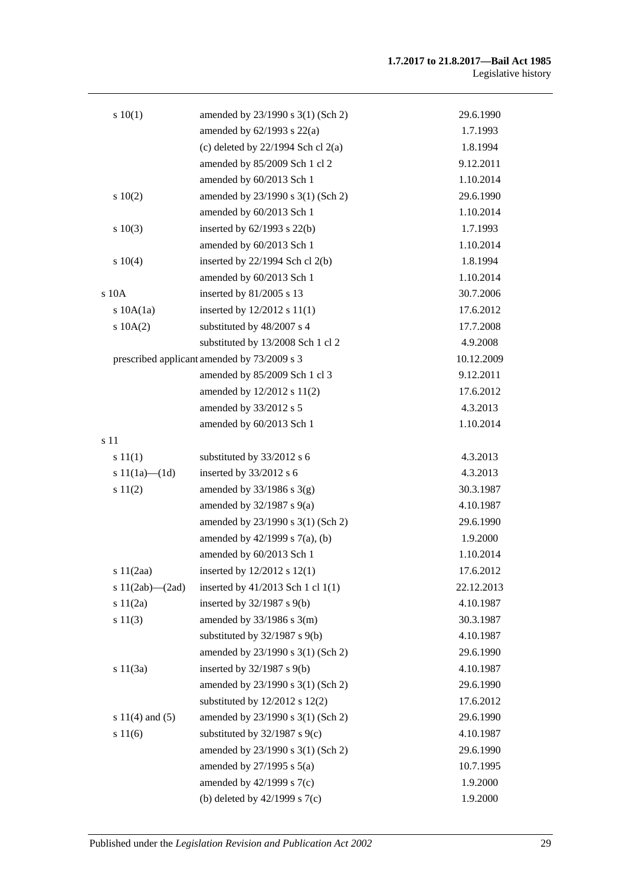| | | |
|---|---|---|
| s 10(1) | amended by 23/1990 s 3(1) (Sch 2) | 29.6.1990 |
| | amended by 62/1993 s 22(a) | 1.7.1993 |
| | (c) deleted by 22/1994 Sch cl 2(a) | 1.8.1994 |
| | amended by 85/2009 Sch 1 cl 2 | 9.12.2011 |
| | amended by 60/2013 Sch 1 | 1.10.2014 |
| s 10(2) | amended by 23/1990 s 3(1) (Sch 2) | 29.6.1990 |
| | amended by 60/2013 Sch 1 | 1.10.2014 |
| s 10(3) | inserted by 62/1993 s 22(b) | 1.7.1993 |
| | amended by 60/2013 Sch 1 | 1.10.2014 |
| s 10(4) | inserted by 22/1994 Sch cl 2(b) | 1.8.1994 |
| | amended by 60/2013 Sch 1 | 1.10.2014 |
| s 10A | inserted by 81/2005 s 13 | 30.7.2006 |
| s 10A(1a) | inserted by 12/2012 s 11(1) | 17.6.2012 |
| s 10A(2) | substituted by 48/2007 s 4 | 17.7.2008 |
| | substituted by 13/2008 Sch 1 cl 2 | 4.9.2008 |
| prescribed applicant | amended by 73/2009 s 3 | 10.12.2009 |
| | amended by 85/2009 Sch 1 cl 3 | 9.12.2011 |
| | amended by 12/2012 s 11(2) | 17.6.2012 |
| | amended by 33/2012 s 5 | 4.3.2013 |
| | amended by 60/2013 Sch 1 | 1.10.2014 |
| s 11 | | |
| s 11(1) | substituted by 33/2012 s 6 | 4.3.2013 |
| s 11(1a)—(1d) | inserted by 33/2012 s 6 | 4.3.2013 |
| s 11(2) | amended by 33/1986 s 3(g) | 30.3.1987 |
| | amended by 32/1987 s 9(a) | 4.10.1987 |
| | amended by 23/1990 s 3(1) (Sch 2) | 29.6.1990 |
| | amended by 42/1999 s 7(a), (b) | 1.9.2000 |
| | amended by 60/2013 Sch 1 | 1.10.2014 |
| s 11(2aa) | inserted by 12/2012 s 12(1) | 17.6.2012 |
| s 11(2ab)—(2ad) | inserted by 41/2013 Sch 1 cl 1(1) | 22.12.2013 |
| s 11(2a) | inserted by 32/1987 s 9(b) | 4.10.1987 |
| s 11(3) | amended by 33/1986 s 3(m) | 30.3.1987 |
| | substituted by 32/1987 s 9(b) | 4.10.1987 |
| | amended by 23/1990 s 3(1) (Sch 2) | 29.6.1990 |
| s 11(3a) | inserted by 32/1987 s 9(b) | 4.10.1987 |
| | amended by 23/1990 s 3(1) (Sch 2) | 29.6.1990 |
| | substituted by 12/2012 s 12(2) | 17.6.2012 |
| s 11(4) and (5) | amended by 23/1990 s 3(1) (Sch 2) | 29.6.1990 |
| s 11(6) | substituted by 32/1987 s 9(c) | 4.10.1987 |
| | amended by 23/1990 s 3(1) (Sch 2) | 29.6.1990 |
| | amended by 27/1995 s 5(a) | 10.7.1995 |
| | amended by 42/1999 s 7(c) | 1.9.2000 |
| | (b) deleted by 42/1999 s 7(c) | 1.9.2000 |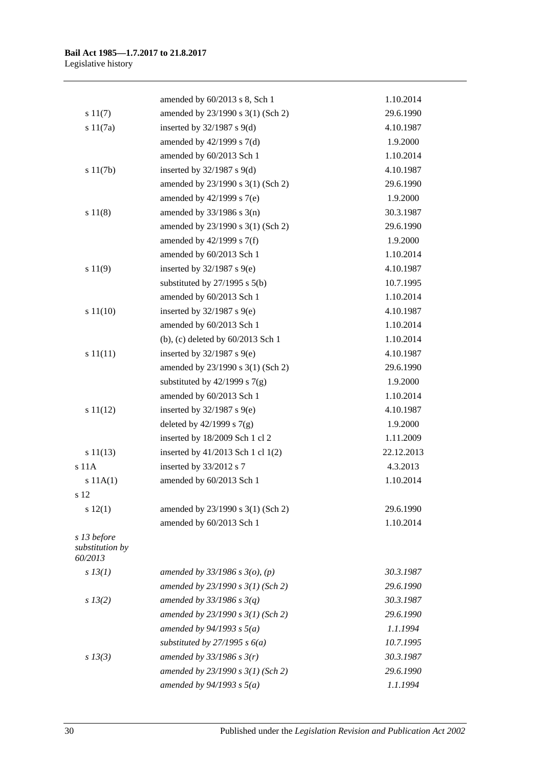| | | |
|---|---|---|
| | amended by 60/2013 s 8, Sch 1 | 1.10.2014 |
| s 11(7) | amended by 23/1990 s 3(1) (Sch 2) | 29.6.1990 |
| s 11(7a) | inserted by 32/1987 s 9(d) | 4.10.1987 |
| | amended by 42/1999 s 7(d) | 1.9.2000 |
| | amended by 60/2013 Sch 1 | 1.10.2014 |
| s 11(7b) | inserted by 32/1987 s 9(d) | 4.10.1987 |
| | amended by 23/1990 s 3(1) (Sch 2) | 29.6.1990 |
| | amended by 42/1999 s 7(e) | 1.9.2000 |
| s 11(8) | amended by 33/1986 s 3(n) | 30.3.1987 |
| | amended by 23/1990 s 3(1) (Sch 2) | 29.6.1990 |
| | amended by 42/1999 s 7(f) | 1.9.2000 |
| | amended by 60/2013 Sch 1 | 1.10.2014 |
| s 11(9) | inserted by 32/1987 s 9(e) | 4.10.1987 |
| | substituted by 27/1995 s 5(b) | 10.7.1995 |
| | amended by 60/2013 Sch 1 | 1.10.2014 |
| s 11(10) | inserted by 32/1987 s 9(e) | 4.10.1987 |
| | amended by 60/2013 Sch 1 | 1.10.2014 |
| | (b), (c) deleted by 60/2013 Sch 1 | 1.10.2014 |
| s 11(11) | inserted by 32/1987 s 9(e) | 4.10.1987 |
| | amended by 23/1990 s 3(1) (Sch 2) | 29.6.1990 |
| | substituted by 42/1999 s 7(g) | 1.9.2000 |
| | amended by 60/2013 Sch 1 | 1.10.2014 |
| s 11(12) | inserted by 32/1987 s 9(e) | 4.10.1987 |
| | deleted by 42/1999 s 7(g) | 1.9.2000 |
| | inserted by 18/2009 Sch 1 cl 2 | 1.11.2009 |
| s 11(13) | inserted by 41/2013 Sch 1 cl 1(2) | 22.12.2013 |
| s 11A | inserted by 33/2012 s 7 | 4.3.2013 |
| s 11A(1) | amended by 60/2013 Sch 1 | 1.10.2014 |
| s 12 | | |
| s 12(1) | amended by 23/1990 s 3(1) (Sch 2) | 29.6.1990 |
| | amended by 60/2013 Sch 1 | 1.10.2014 |
| *s 13 before substitution by 60/2013* | | |
| *s 13(1)* | *amended by 33/1986 s 3(o), (p)* | *30.3.1987* |
| | *amended by 23/1990 s 3(1) (Sch 2)* | *29.6.1990* |
| *s 13(2)* | *amended by 33/1986 s 3(q)* | *30.3.1987* |
| | *amended by 23/1990 s 3(1) (Sch 2)* | *29.6.1990* |
| | *amended by 94/1993 s 5(a)* | *1.1.1994* |
| | *substituted by 27/1995 s 6(a)* | *10.7.1995* |
| *s 13(3)* | *amended by 33/1986 s 3(r)* | *30.3.1987* |
| | *amended by 23/1990 s 3(1) (Sch 2)* | *29.6.1990* |
| | *amended by 94/1993 s 5(a)* | *1.1.1994* |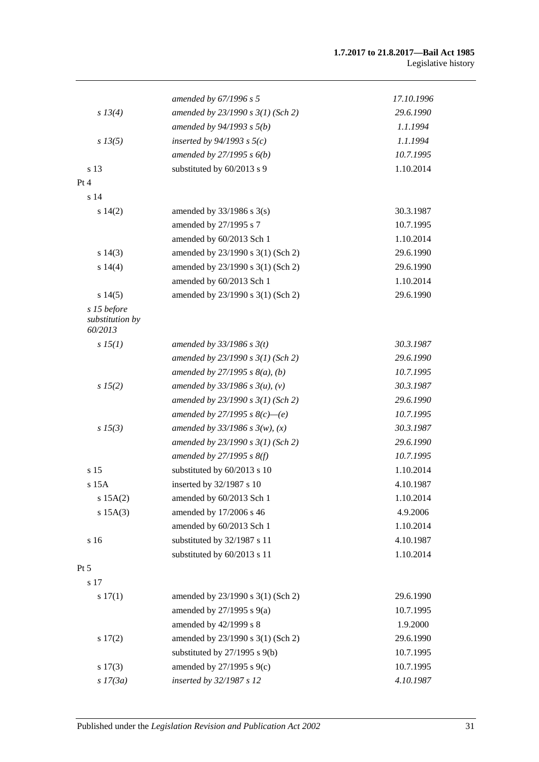| | | |
|---|---|---|
| | *amended by 67/1996 s 5* | *17.10.1996* |
| *s 13(4)* | *amended by 23/1990 s 3(1) (Sch 2)* | *29.6.1990* |
| | *amended by 94/1993 s 5(b)* | *1.1.1994* |
| *s 13(5)* | *inserted by 94/1993 s 5(c)* | *1.1.1994* |
| | *amended by 27/1995 s 6(b)* | *10.7.1995* |
| s 13 | substituted by 60/2013 s 9 | 1.10.2014 |
| Pt 4 | | |
| s 14 | | |
| s 14(2) | amended by 33/1986 s 3(s) | 30.3.1987 |
| | amended by 27/1995 s 7 | 10.7.1995 |
| | amended by 60/2013 Sch 1 | 1.10.2014 |
| s 14(3) | amended by 23/1990 s 3(1) (Sch 2) | 29.6.1990 |
| s 14(4) | amended by 23/1990 s 3(1) (Sch 2) | 29.6.1990 |
| | amended by 60/2013 Sch 1 | 1.10.2014 |
| s 14(5) | amended by 23/1990 s 3(1) (Sch 2) | 29.6.1990 |
| *s 15 before substitution by 60/2013* | | |
| *s 15(1)* | *amended by 33/1986 s 3(t)* | *30.3.1987* |
| | *amended by 23/1990 s 3(1) (Sch 2)* | *29.6.1990* |
| | *amended by 27/1995 s 8(a), (b)* | *10.7.1995* |
| *s 15(2)* | *amended by 33/1986 s 3(u), (v)* | *30.3.1987* |
| | *amended by 23/1990 s 3(1) (Sch 2)* | *29.6.1990* |
| | *amended by 27/1995 s 8(c)—(e)* | *10.7.1995* |
| *s 15(3)* | *amended by 33/1986 s 3(w), (x)* | *30.3.1987* |
| | *amended by 23/1990 s 3(1) (Sch 2)* | *29.6.1990* |
| | *amended by 27/1995 s 8(f)* | *10.7.1995* |
| s 15 | substituted by 60/2013 s 10 | 1.10.2014 |
| s 15A | inserted by 32/1987 s 10 | 4.10.1987 |
| s 15A(2) | amended by 60/2013 Sch 1 | 1.10.2014 |
| s 15A(3) | amended by 17/2006 s 46 | 4.9.2006 |
| | amended by 60/2013 Sch 1 | 1.10.2014 |
| s 16 | substituted by 32/1987 s 11 | 4.10.1987 |
| | substituted by 60/2013 s 11 | 1.10.2014 |
| Pt 5 | | |
| s 17 | | |
| s 17(1) | amended by 23/1990 s 3(1) (Sch 2) | 29.6.1990 |
| | amended by 27/1995 s 9(a) | 10.7.1995 |
| | amended by 42/1999 s 8 | 1.9.2000 |
| s 17(2) | amended by 23/1990 s 3(1) (Sch 2) | 29.6.1990 |
| | substituted by 27/1995 s 9(b) | 10.7.1995 |
| s 17(3) | amended by 27/1995 s 9(c) | 10.7.1995 |
| *s 17(3a)* | *inserted by 32/1987 s 12* | *4.10.1987* |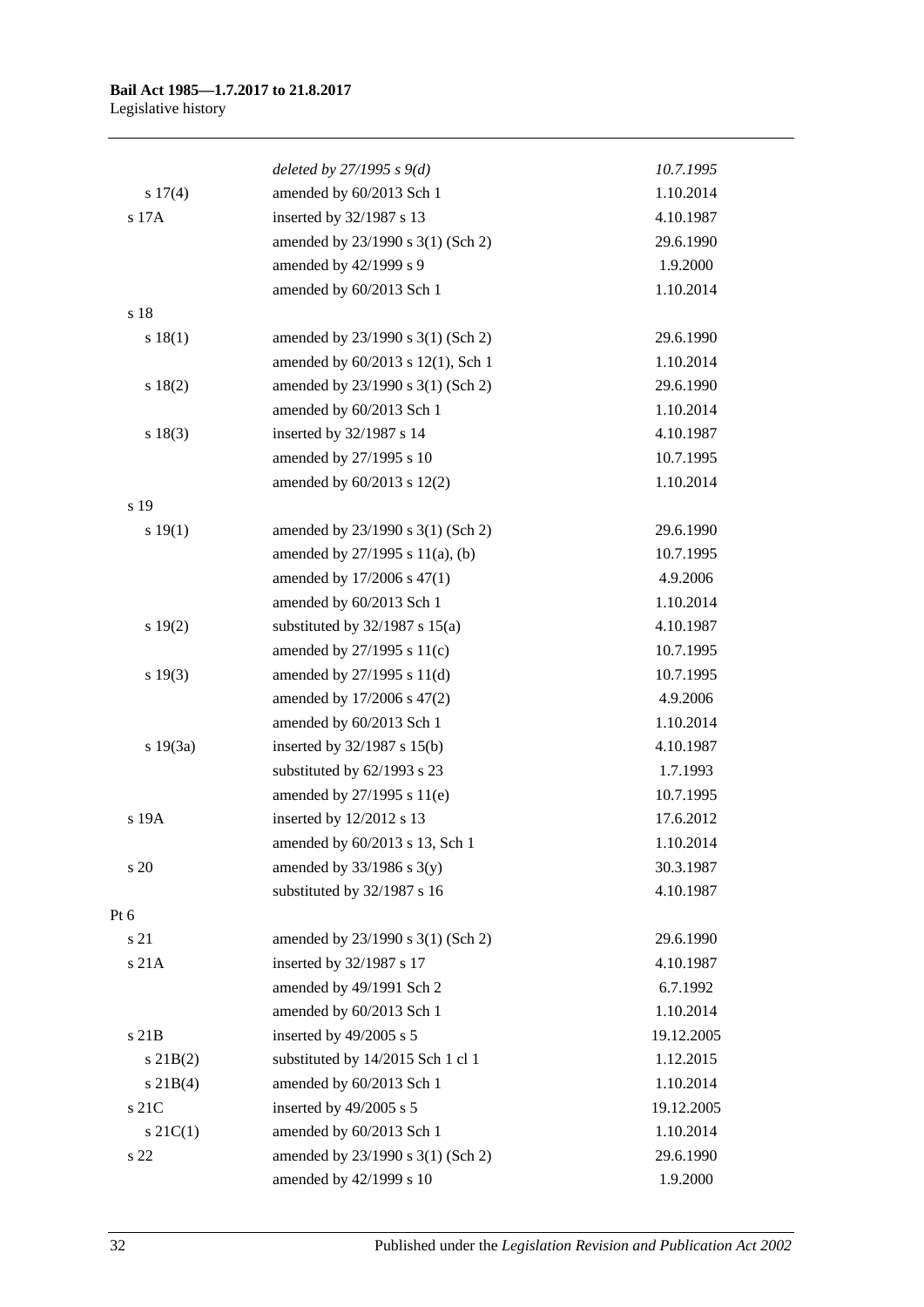| | | |
|---|---|---|
| | *deleted by 27/1995 s 9(d)* | *10.7.1995* |
| s 17(4) | amended by 60/2013 Sch 1 | 1.10.2014 |
| s 17A | inserted by 32/1987 s 13 | 4.10.1987 |
| | amended by 23/1990 s 3(1) (Sch 2) | 29.6.1990 |
| | amended by 42/1999 s 9 | 1.9.2000 |
| | amended by 60/2013 Sch 1 | 1.10.2014 |
| s 18 | | |
| s 18(1) | amended by 23/1990 s 3(1) (Sch 2) | 29.6.1990 |
| | amended by 60/2013 s 12(1), Sch 1 | 1.10.2014 |
| s 18(2) | amended by 23/1990 s 3(1) (Sch 2) | 29.6.1990 |
| | amended by 60/2013 Sch 1 | 1.10.2014 |
| s 18(3) | inserted by 32/1987 s 14 | 4.10.1987 |
| | amended by 27/1995 s 10 | 10.7.1995 |
| | amended by 60/2013 s 12(2) | 1.10.2014 |
| s 19 | | |
| s 19(1) | amended by 23/1990 s 3(1) (Sch 2) | 29.6.1990 |
| | amended by 27/1995 s 11(a), (b) | 10.7.1995 |
| | amended by 17/2006 s 47(1) | 4.9.2006 |
| | amended by 60/2013 Sch 1 | 1.10.2014 |
| s 19(2) | substituted by 32/1987 s 15(a) | 4.10.1987 |
| | amended by 27/1995 s 11(c) | 10.7.1995 |
| s 19(3) | amended by 27/1995 s 11(d) | 10.7.1995 |
| | amended by 17/2006 s 47(2) | 4.9.2006 |
| | amended by 60/2013 Sch 1 | 1.10.2014 |
| s 19(3a) | inserted by 32/1987 s 15(b) | 4.10.1987 |
| | substituted by 62/1993 s 23 | 1.7.1993 |
| | amended by 27/1995 s 11(e) | 10.7.1995 |
| s 19A | inserted by 12/2012 s 13 | 17.6.2012 |
| | amended by 60/2013 s 13, Sch 1 | 1.10.2014 |
| s 20 | amended by 33/1986 s 3(y) | 30.3.1987 |
| | substituted by 32/1987 s 16 | 4.10.1987 |
| Pt 6 | | |
| s 21 | amended by 23/1990 s 3(1) (Sch 2) | 29.6.1990 |
| s 21A | inserted by 32/1987 s 17 | 4.10.1987 |
| | amended by 49/1991 Sch 2 | 6.7.1992 |
| | amended by 60/2013 Sch 1 | 1.10.2014 |
| s 21B | inserted by 49/2005 s 5 | 19.12.2005 |
| s 21B(2) | substituted by 14/2015 Sch 1 cl 1 | 1.12.2015 |
| s 21B(4) | amended by 60/2013 Sch 1 | 1.10.2014 |
| s 21C | inserted by 49/2005 s 5 | 19.12.2005 |
| s 21C(1) | amended by 60/2013 Sch 1 | 1.10.2014 |
| s 22 | amended by 23/1990 s 3(1) (Sch 2) | 29.6.1990 |
| | amended by 42/1999 s 10 | 1.9.2000 |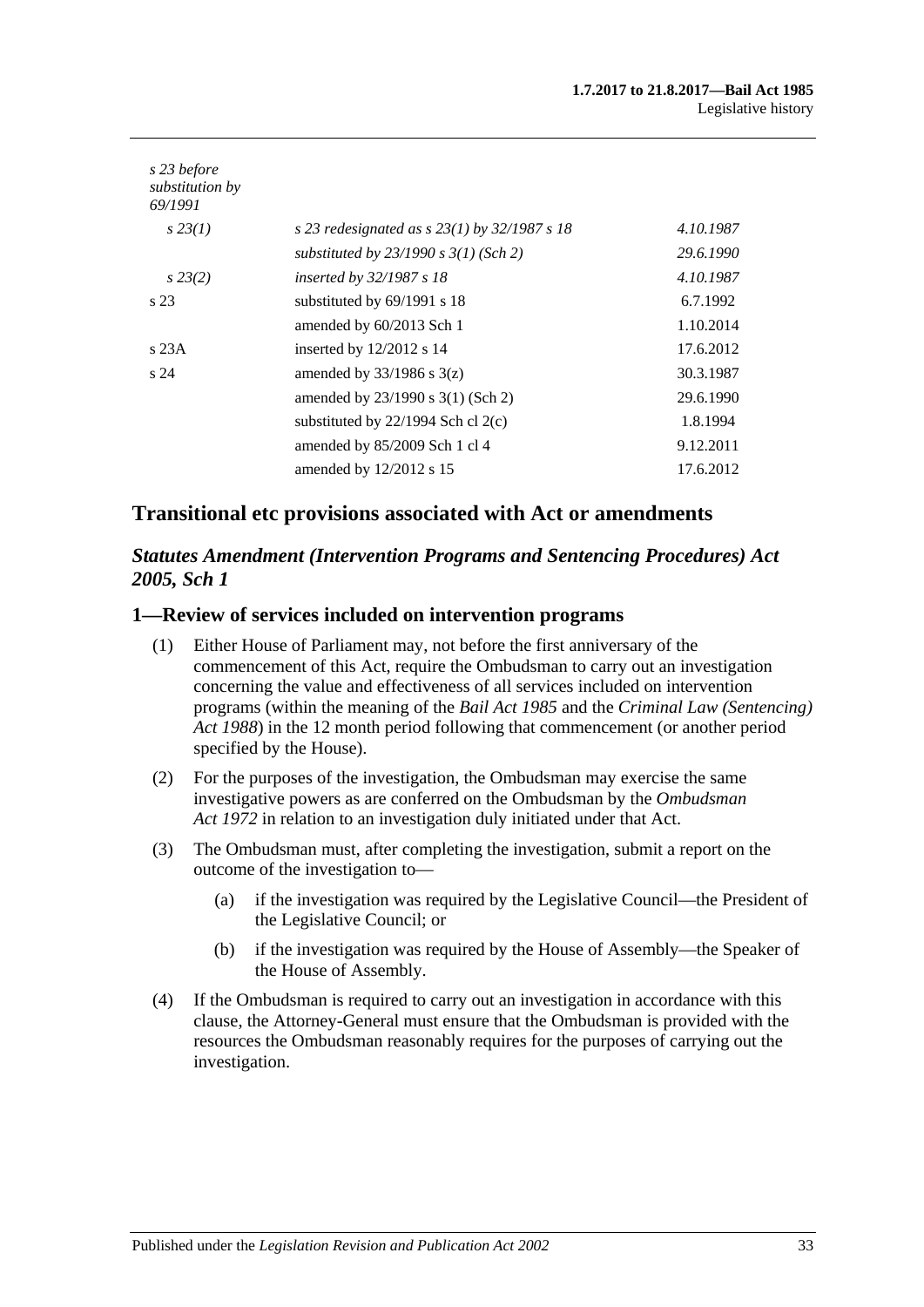| | | |
|---|---|---|
| *s 23 before substitution by 69/1991* | | |
| *s 23(1)* | *s 23 redesignated as s 23(1) by 32/1987 s 18* | *4.10.1987* |
| | *substituted by 23/1990 s 3(1) (Sch 2)* | *29.6.1990* |
| *s 23(2)* | *inserted by 32/1987 s 18* | *4.10.1987* |
| s 23 | substituted by 69/1991 s 18 | 6.7.1992 |
| | amended by 60/2013 Sch 1 | 1.10.2014 |
| s 23A | inserted by 12/2012 s 14 | 17.6.2012 |
| s 24 | amended by 33/1986 s 3(z) | 30.3.1987 |
| | amended by 23/1990 s 3(1) (Sch 2) | 29.6.1990 |
| | substituted by 22/1994 Sch cl 2(c) | 1.8.1994 |
| | amended by 85/2009 Sch 1 cl 4 | 9.12.2011 |
| | amended by 12/2012 s 15 | 17.6.2012 |

## Transitional etc provisions associated with Act or amendments

### *Statutes Amendment (Intervention Programs and Sentencing Procedures) Act 2005, Sch 1*

### 1—Review of services included on intervention programs

(1) Either House of Parliament may, not before the first anniversary of the commencement of this Act, require the Ombudsman to carry out an investigation concerning the value and effectiveness of all services included on intervention programs (within the meaning of the *Bail Act 1985* and the *Criminal Law (Sentencing) Act 1988*) in the 12 month period following that commencement (or another period specified by the House).

(2) For the purposes of the investigation, the Ombudsman may exercise the same investigative powers as are conferred on the Ombudsman by the *Ombudsman Act 1972* in relation to an investigation duly initiated under that Act.

(3) The Ombudsman must, after completing the investigation, submit a report on the outcome of the investigation to—

   (a) if the investigation was required by the Legislative Council—the President of the Legislative Council; or

   (b) if the investigation was required by the House of Assembly—the Speaker of the House of Assembly.

(4) If the Ombudsman is required to carry out an investigation in accordance with this clause, the Attorney-General must ensure that the Ombudsman is provided with the resources the Ombudsman reasonably requires for the purposes of carrying out the investigation.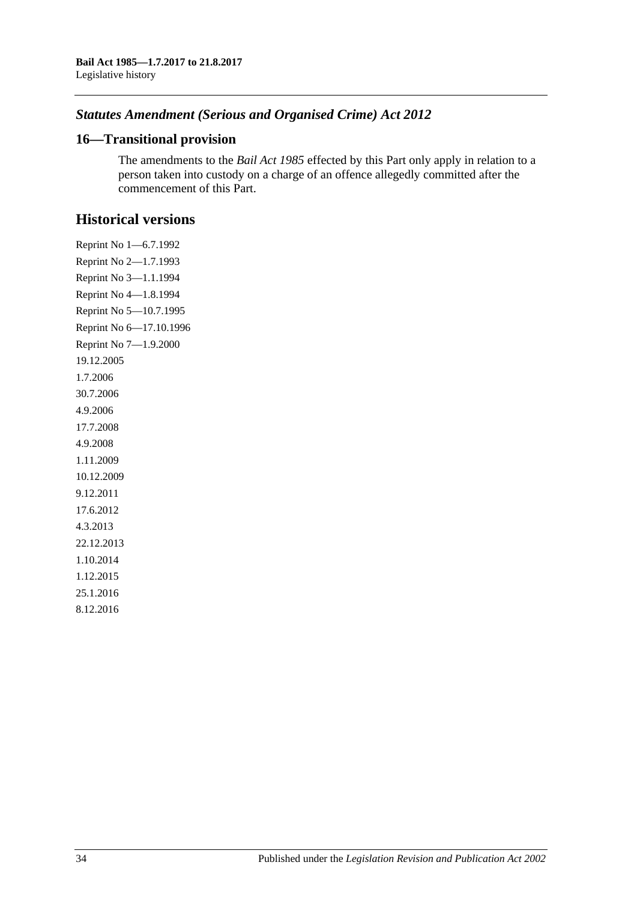### *Statutes Amendment (Serious and Organised Crime) Act 2012*

## 16—Transitional provision

The amendments to the *Bail Act 1985* effected by this Part only apply in relation to a person taken into custody on a charge of an offence allegedly committed after the commencement of this Part.

# Historical versions

Reprint No 1—6.7.1992

Reprint No 2—1.7.1993

Reprint No 3—1.1.1994

Reprint No 4—1.8.1994

Reprint No 5—10.7.1995

Reprint No 6—17.10.1996

Reprint No 7—1.9.2000

19.12.2005

1.7.2006

30.7.2006

4.9.2006

17.7.2008

4.9.2008

1.11.2009

10.12.2009

9.12.2011

17.6.2012

4.3.2013

22.12.2013

1.10.2014

1.12.2015

25.1.2016

8.12.2016